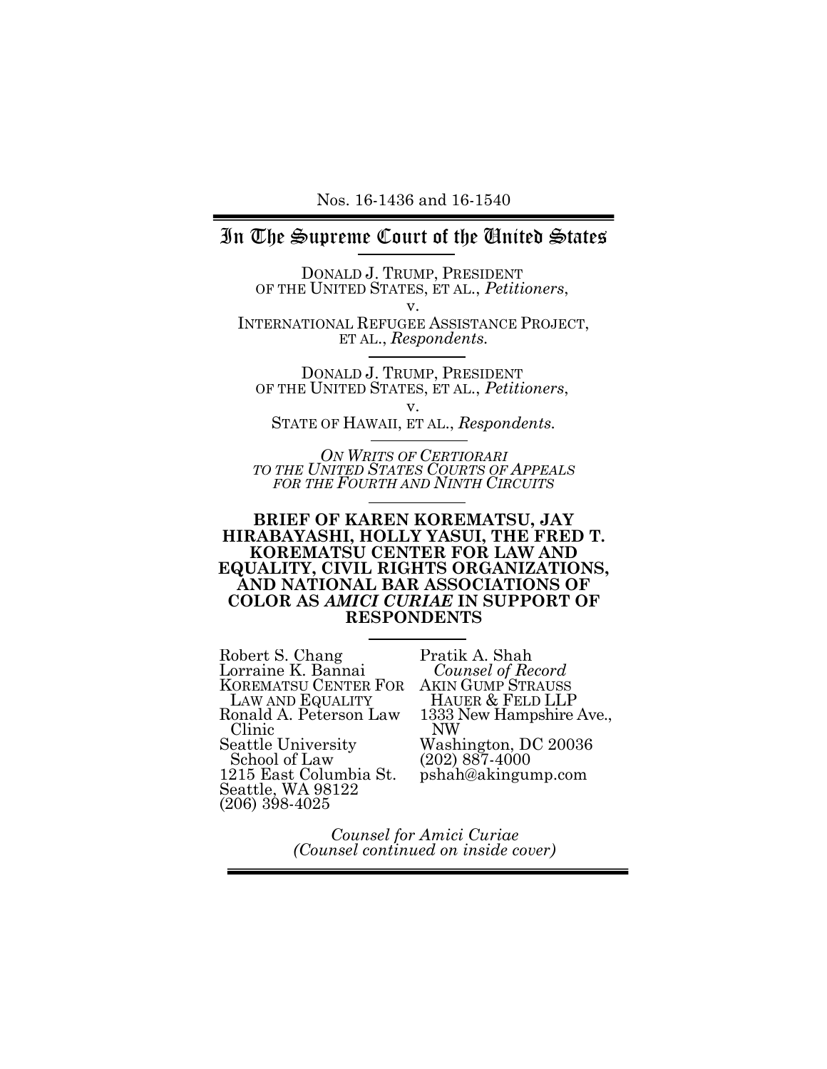Nos. 16-1436 and 16-1540

# In The Supreme Court of the United States

DONALD J. TRUMP, PRESIDENT OF THE UNITED STATES, ET AL., *Petitioners*,

v.

INTERNATIONAL REFUGEE ASSISTANCE PROJECT, ET AL., *Respondents.*

DONALD J. TRUMP, PRESIDENT OF THE UNITED STATES, ET AL., *Petitioners*,

v.

STATE OF HAWAII, ET AL., *Respondents.*

*ON WRITS OF CERTIORARI TO THE UNITED STATES COURTS OF APPEALS FOR THE FOURTH AND NINTH CIRCUITS*

**BRIEF OF KAREN KOREMATSU, JAY HIRABAYASHI, HOLLY YASUI, THE FRED T. KOREMATSU CENTER FOR LAW AND EQUALITY, CIVIL RIGHTS ORGANIZATIONS, AND NATIONAL BAR ASSOCIATIONS OF COLOR AS *AMICI CURIAE* IN SUPPORT OF RESPONDENTS**

Robert S. Chang
Lorraine K. Bannai
KOREMATSU CENTER FOR LAW AND EQUALITY
Ronald A. Peterson Law Clinic
Seattle University School of Law
1215 East Columbia St.
Seattle, WA 98122
(206) 398-4025

Pratik A. Shah
*Counsel of Record*
AKIN GUMP STRAUSS HAUER & FELD LLP
1333 New Hampshire Ave., NW
Washington, DC 20036
(202) 887-4000
pshah@akingump.com

*Counsel for Amici Curiae*
*(Counsel continued on inside cover)*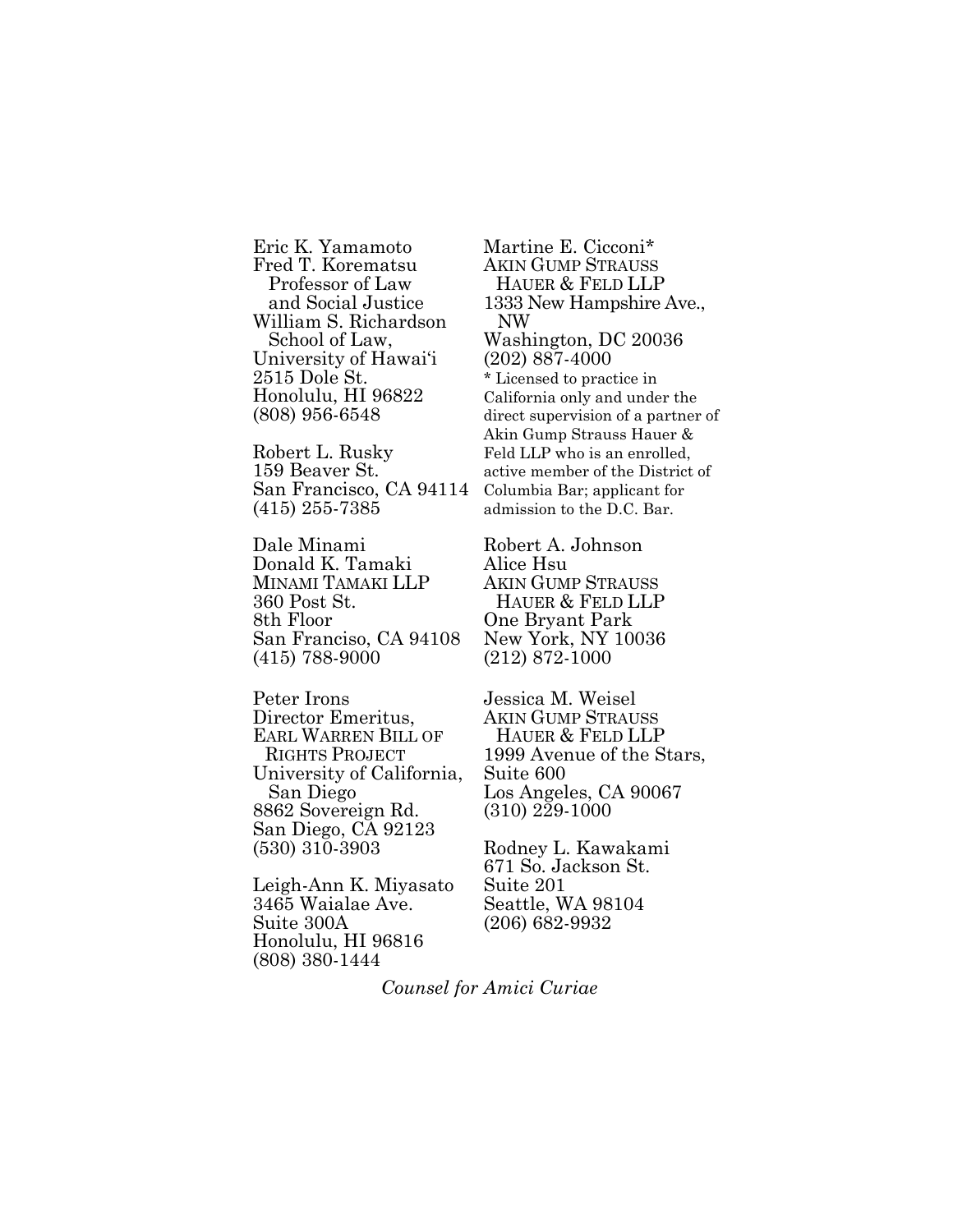Eric K. Yamamoto
Fred T. Korematsu
Professor of Law
and Social Justice
William S. Richardson
School of Law,
University of Hawai'i
2515 Dole St.
Honolulu, HI 96822
(808) 956-6548

Robert L. Rusky
159 Beaver St.
San Francisco, CA 94114
(415) 255-7385

Dale Minami
Donald K. Tamaki
MINAMI TAMAKI LLP
360 Post St.
8th Floor
San Franciso, CA 94108
(415) 788-9000

Peter Irons
Director Emeritus,
EARL WARREN BILL OF
RIGHTS PROJECT
University of California,
San Diego
8862 Sovereign Rd.
San Diego, CA 92123
(530) 310-3903

Leigh-Ann K. Miyasato
3465 Waialae Ave.
Suite 300A
Honolulu, HI 96816
(808) 380-1444

Martine E. Cicconi*
AKIN GUMP STRAUSS
HAUER & FELD LLP
1333 New Hampshire Ave.,
NW
Washington, DC 20036
(202) 887-4000
* Licensed to practice in California only and under the direct supervision of a partner of Akin Gump Strauss Hauer & Feld LLP who is an enrolled, active member of the District of Columbia Bar; applicant for admission to the D.C. Bar.

Robert A. Johnson
Alice Hsu
AKIN GUMP STRAUSS
HAUER & FELD LLP
One Bryant Park
New York, NY 10036
(212) 872-1000

Jessica M. Weisel
AKIN GUMP STRAUSS
HAUER & FELD LLP
1999 Avenue of the Stars,
Suite 600
Los Angeles, CA 90067
(310) 229-1000

Rodney L. Kawakami
671 So. Jackson St.
Suite 201
Seattle, WA 98104
(206) 682-9932

*Counsel for Amici Curiae*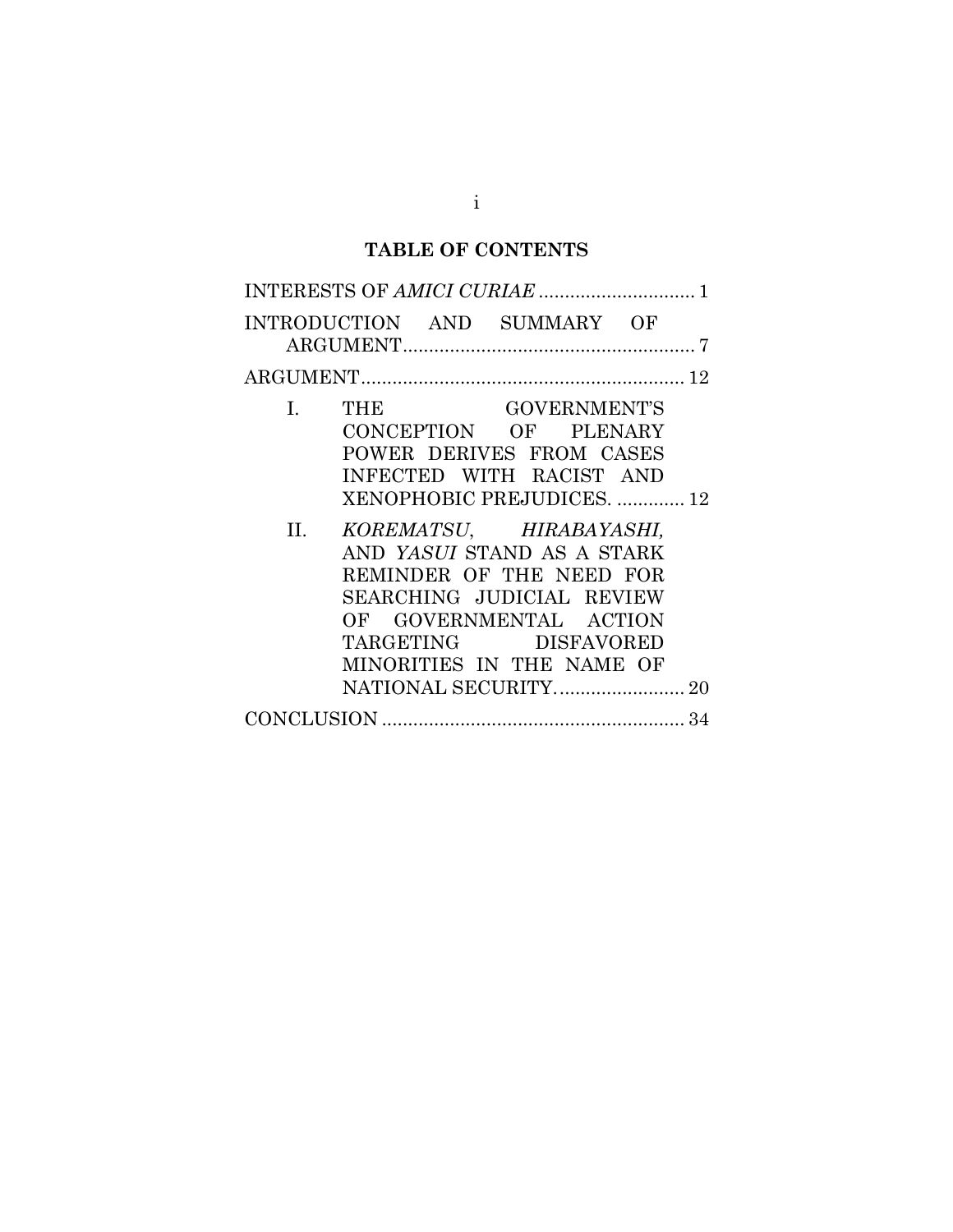# TABLE OF CONTENTS

INTERESTS OF *AMICI CURIAE* .............................. 1

INTRODUCTION AND SUMMARY OF ARGUMENT........................................................ 7

ARGUMENT.............................................................. 12

I. THE GOVERNMENT'S CONCEPTION OF PLENARY POWER DERIVES FROM CASES INFECTED WITH RACIST AND XENOPHOBIC PREJUDICES. ............. 12

II. *KOREMATSU*, *HIRABAYASHI,* AND *YASUI* STAND AS A STARK REMINDER OF THE NEED FOR SEARCHING JUDICIAL REVIEW OF GOVERNMENTAL ACTION TARGETING DISFAVORED MINORITIES IN THE NAME OF NATIONAL SECURITY......................... 20

CONCLUSION ........................................................... 34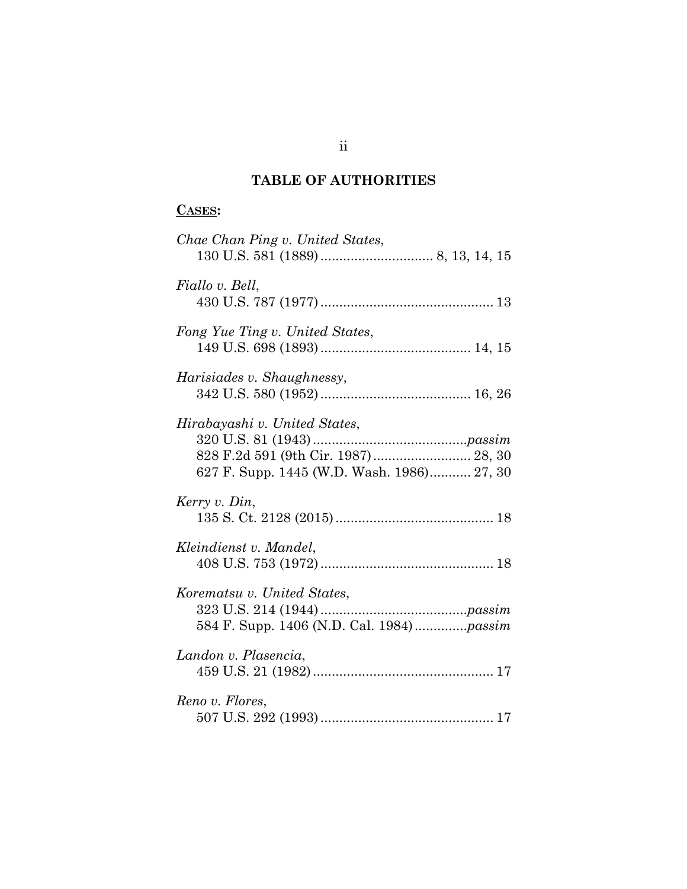## TABLE OF AUTHORITIES

**CASES:**

*Chae Chan Ping v. United States*,
130 U.S. 581 (1889) .............................. 8, 13, 14, 15

*Fiallo v. Bell*,
430 U.S. 787 (1977) .............................................. 13

*Fong Yue Ting v. United States*,
149 U.S. 698 (1893) ........................................ 14, 15

*Harisiades v. Shaughnessy*,
342 U.S. 580 (1952) ........................................ 16, 26

*Hirabayashi v. United States*,
320 U.S. 81 (1943) .........................................*passim*
828 F.2d 591 (9th Cir. 1987) .......................... 28, 30
627 F. Supp. 1445 (W.D. Wash. 1986)........... 27, 30

*Kerry v. Din*,
135 S. Ct. 2128 (2015) .......................................... 18

*Kleindienst v. Mandel*,
408 U.S. 753 (1972) .............................................. 18

*Korematsu v. United States*,
323 U.S. 214 (1944) .......................................*passim*
584 F. Supp. 1406 (N.D. Cal. 1984) ..............*passim*

*Landon v. Plasencia*,
459 U.S. 21 (1982) ................................................ 17

*Reno v. Flores*,
507 U.S. 292 (1993) .............................................. 17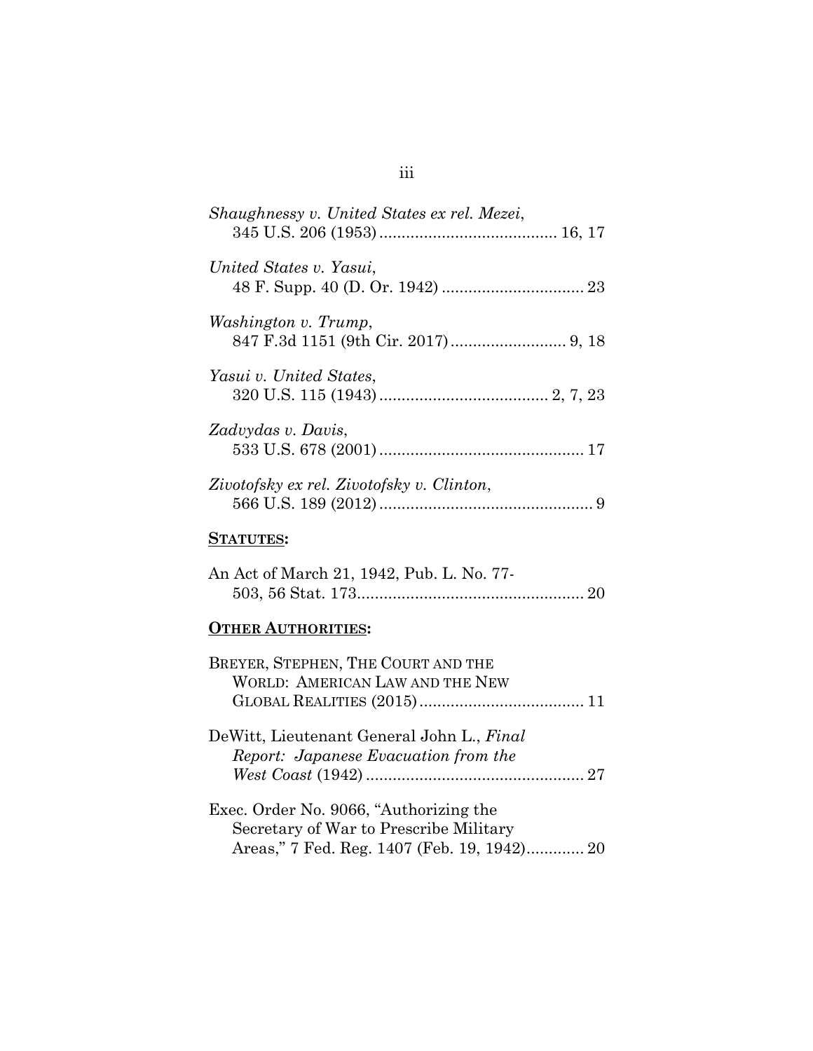*Shaughnessy v. United States ex rel. Mezei*,
345 U.S. 206 (1953) ........................................ 16, 17

*United States v. Yasui*,
48 F. Supp. 40 (D. Or. 1942) ................................ 23

*Washington v. Trump*,
847 F.3d 1151 (9th Cir. 2017) .......................... 9, 18

*Yasui v. United States*,
320 U.S. 115 (1943) ...................................... 2, 7, 23

*Zadvydas v. Davis*,
533 U.S. 678 (2001) .............................................. 17

*Zivotofsky ex rel. Zivotofsky v. Clinton*,
566 U.S. 189 (2012) ................................................ 9

**STATUTES:**

An Act of March 21, 1942, Pub. L. No. 77-503, 56 Stat. 173................................................... 20

**OTHER AUTHORITIES:**

BREYER, STEPHEN, THE COURT AND THE WORLD: AMERICAN LAW AND THE NEW GLOBAL REALITIES (2015) ..................................... 11

DeWitt, Lieutenant General John L., *Final Report: Japanese Evacuation from the West Coast* (1942) ................................................. 27

Exec. Order No. 9066, "Authorizing the Secretary of War to Prescribe Military Areas," 7 Fed. Reg. 1407 (Feb. 19, 1942)............. 20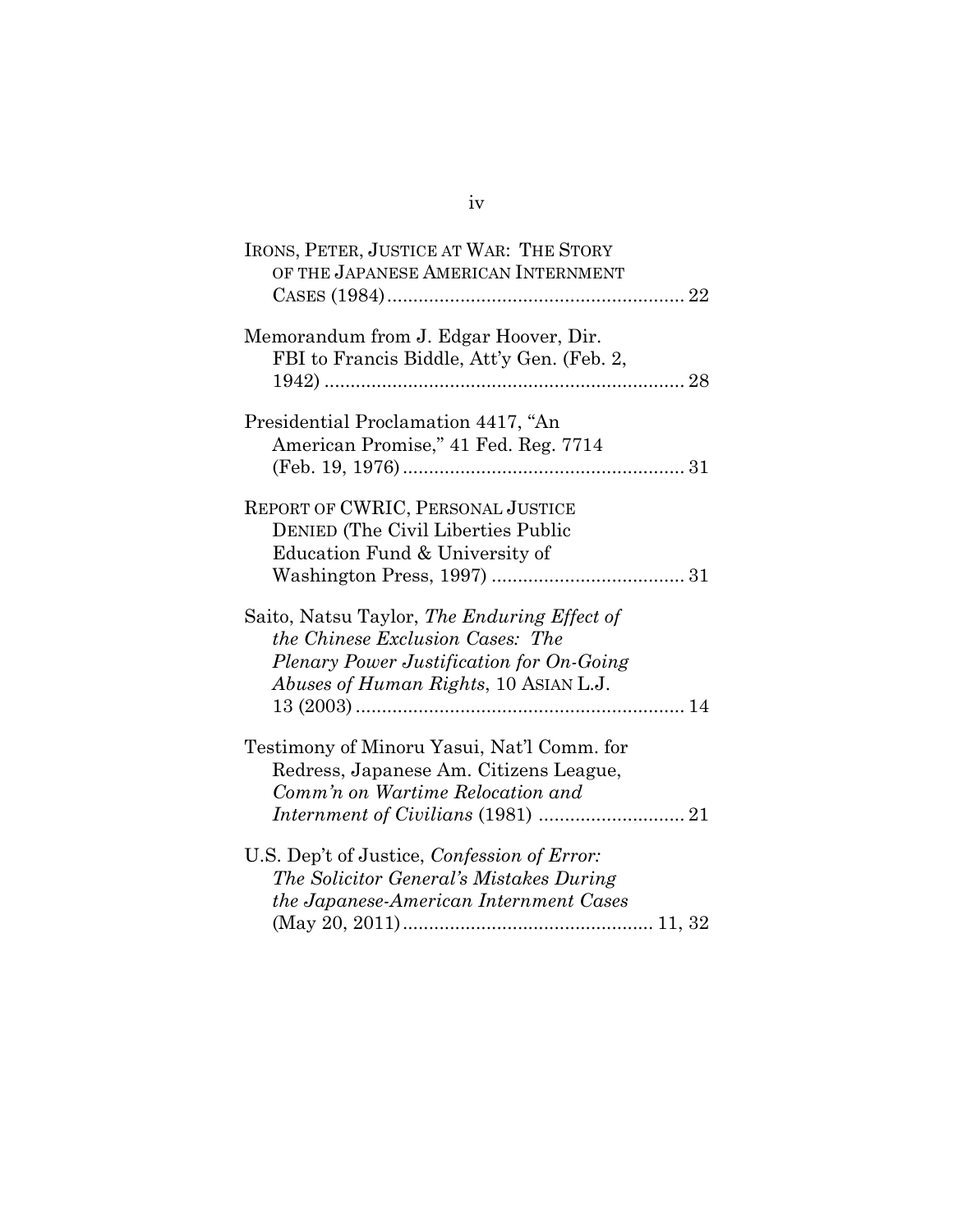IRONS, PETER, JUSTICE AT WAR: THE STORY OF THE JAPANESE AMERICAN INTERNMENT CASES (1984) ........................................................ 22

Memorandum from J. Edgar Hoover, Dir. FBI to Francis Biddle, Att'y Gen. (Feb. 2, 1942) ................................................................... 28

Presidential Proclamation 4417, "An American Promise," 41 Fed. Reg. 7714 (Feb. 19, 1976) ...................................................... 31

REPORT OF CWRIC, PERSONAL JUSTICE DENIED (The Civil Liberties Public Education Fund & University of Washington Press, 1997) .................................... 31

Saito, Natsu Taylor, *The Enduring Effect of the Chinese Exclusion Cases: The Plenary Power Justification for On-Going Abuses of Human Rights*, 10 ASIAN L.J. 13 (2003) .............................................................. 14

Testimony of Minoru Yasui, Nat'l Comm. for Redress, Japanese Am. Citizens League, *Comm'n on Wartime Relocation and Internment of Civilians* (1981) ........................... 21

U.S. Dep't of Justice, *Confession of Error: The Solicitor General's Mistakes During the Japanese-American Internment Cases* (May 20, 2011) ............................................... 11, 32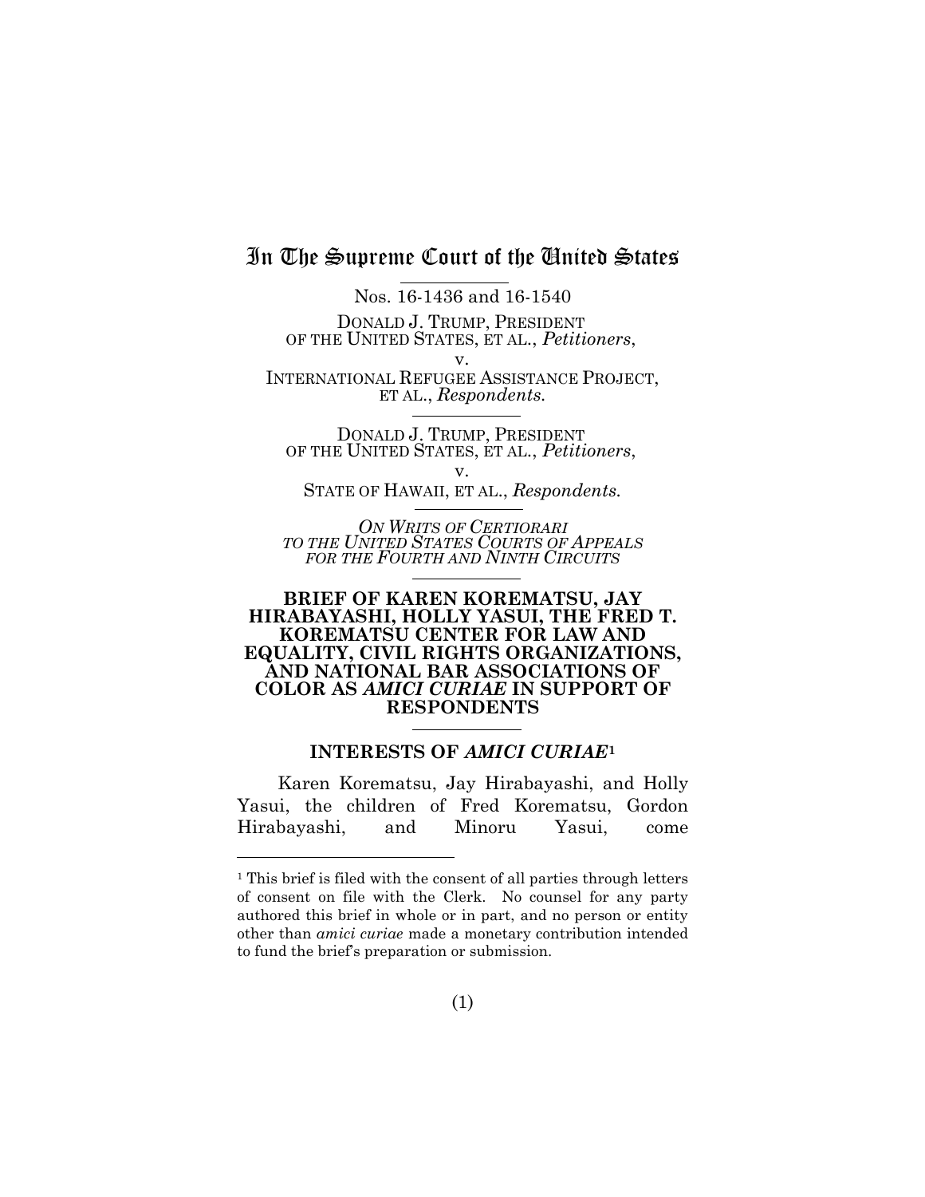# In The Supreme Court of the United States

Nos. 16-1436 and 16-1540

DONALD J. TRUMP, PRESIDENT OF THE UNITED STATES, ET AL., *Petitioners*,

v.

INTERNATIONAL REFUGEE ASSISTANCE PROJECT, ET AL., *Respondents.*

DONALD J. TRUMP, PRESIDENT OF THE UNITED STATES, ET AL., *Petitioners*,

v.

STATE OF HAWAII, ET AL., *Respondents.*

*ON WRITS OF CERTIORARI TO THE UNITED STATES COURTS OF APPEALS FOR THE FOURTH AND NINTH CIRCUITS*

**BRIEF OF KAREN KOREMATSU, JAY HIRABAYASHI, HOLLY YASUI, THE FRED T. KOREMATSU CENTER FOR LAW AND EQUALITY, CIVIL RIGHTS ORGANIZATIONS, AND NATIONAL BAR ASSOCIATIONS OF COLOR AS *AMICI CURIAE* IN SUPPORT OF RESPONDENTS**

## INTERESTS OF *AMICI CURIAE*[1]

Karen Korematsu, Jay Hirabayashi, and Holly Yasui, the children of Fred Korematsu, Gordon Hirabayashi, and Minoru Yasui, come

[1] This brief is filed with the consent of all parties through letters of consent on file with the Clerk. No counsel for any party authored this brief in whole or in part, and no person or entity other than *amici curiae* made a monetary contribution intended to fund the brief's preparation or submission.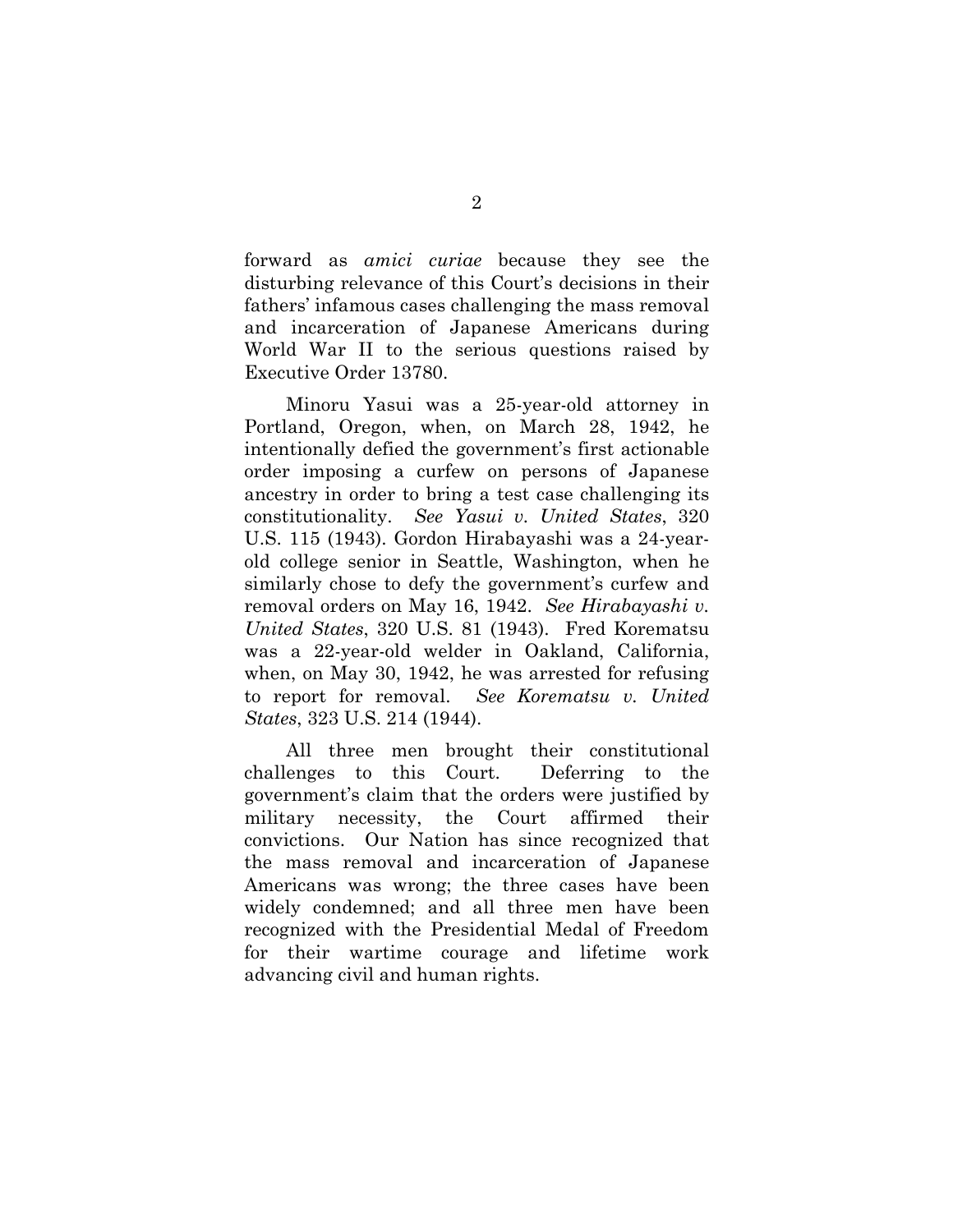forward as *amici curiae* because they see the disturbing relevance of this Court's decisions in their fathers' infamous cases challenging the mass removal and incarceration of Japanese Americans during World War II to the serious questions raised by Executive Order 13780.

Minoru Yasui was a 25-year-old attorney in Portland, Oregon, when, on March 28, 1942, he intentionally defied the government's first actionable order imposing a curfew on persons of Japanese ancestry in order to bring a test case challenging its constitutionality. *See Yasui v. United States*, 320 U.S. 115 (1943). Gordon Hirabayashi was a 24-year-old college senior in Seattle, Washington, when he similarly chose to defy the government's curfew and removal orders on May 16, 1942. *See Hirabayashi v. United States*, 320 U.S. 81 (1943). Fred Korematsu was a 22-year-old welder in Oakland, California, when, on May 30, 1942, he was arrested for refusing to report for removal. *See Korematsu v. United States*, 323 U.S. 214 (1944).

All three men brought their constitutional challenges to this Court. Deferring to the government's claim that the orders were justified by military necessity, the Court affirmed their convictions. Our Nation has since recognized that the mass removal and incarceration of Japanese Americans was wrong; the three cases have been widely condemned; and all three men have been recognized with the Presidential Medal of Freedom for their wartime courage and lifetime work advancing civil and human rights.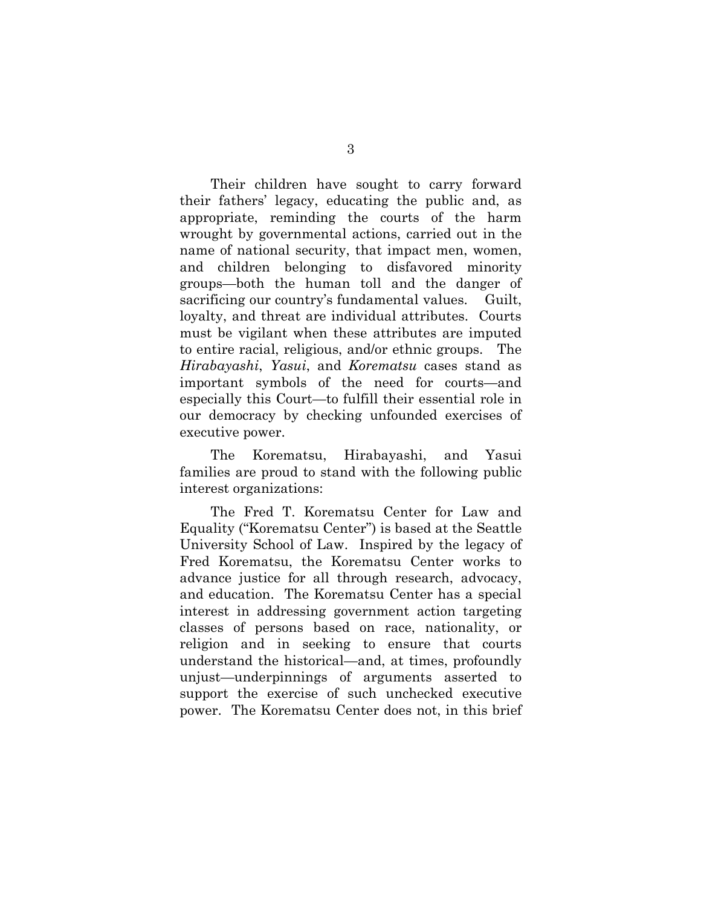Their children have sought to carry forward their fathers' legacy, educating the public and, as appropriate, reminding the courts of the harm wrought by governmental actions, carried out in the name of national security, that impact men, women, and children belonging to disfavored minority groups—both the human toll and the danger of sacrificing our country's fundamental values. Guilt, loyalty, and threat are individual attributes. Courts must be vigilant when these attributes are imputed to entire racial, religious, and/or ethnic groups. The *Hirabayashi*, *Yasui*, and *Korematsu* cases stand as important symbols of the need for courts—and especially this Court—to fulfill their essential role in our democracy by checking unfounded exercises of executive power.

The Korematsu, Hirabayashi, and Yasui families are proud to stand with the following public interest organizations:

The Fred T. Korematsu Center for Law and Equality ("Korematsu Center") is based at the Seattle University School of Law. Inspired by the legacy of Fred Korematsu, the Korematsu Center works to advance justice for all through research, advocacy, and education. The Korematsu Center has a special interest in addressing government action targeting classes of persons based on race, nationality, or religion and in seeking to ensure that courts understand the historical—and, at times, profoundly unjust—underpinnings of arguments asserted to support the exercise of such unchecked executive power. The Korematsu Center does not, in this brief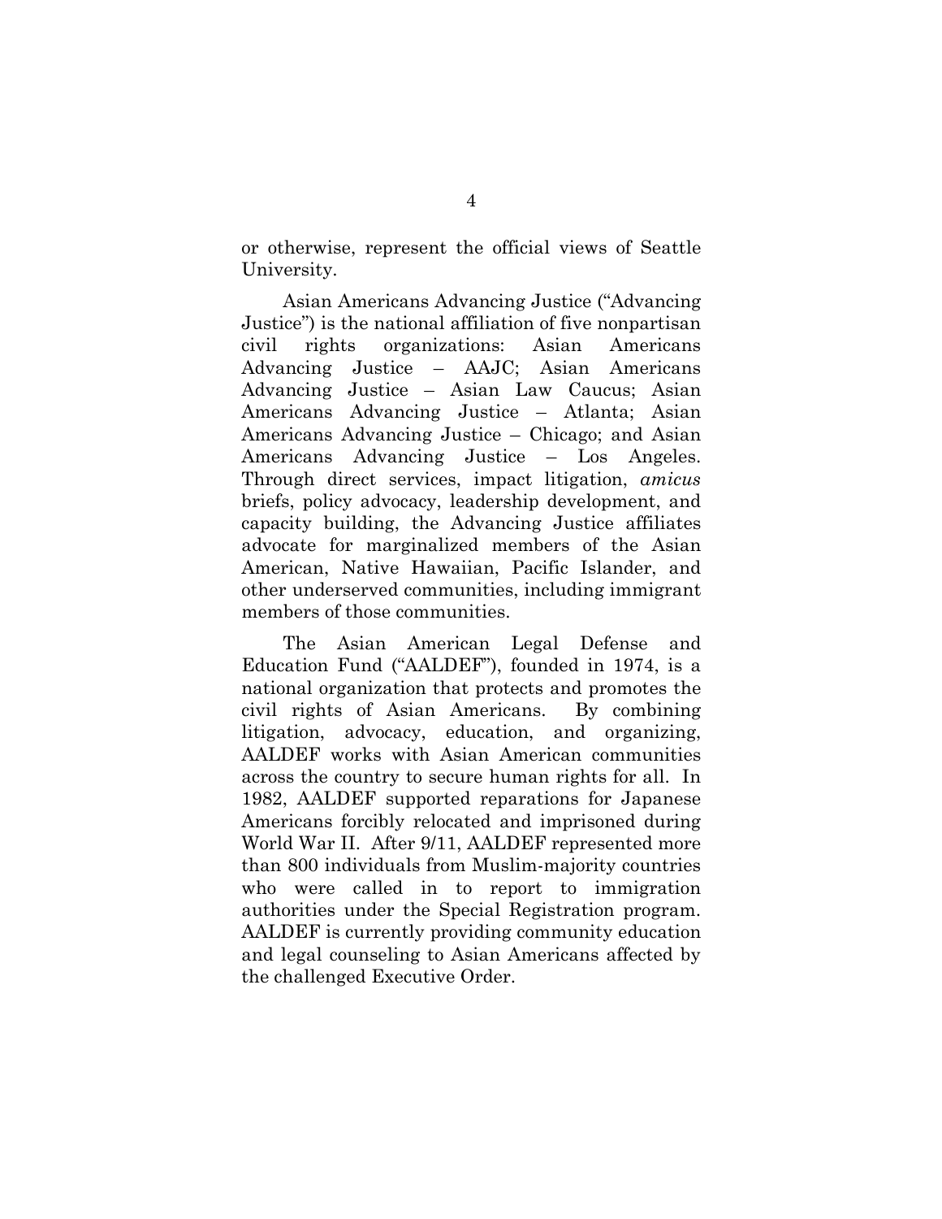or otherwise, represent the official views of Seattle University.

Asian Americans Advancing Justice ("Advancing Justice") is the national affiliation of five nonpartisan civil rights organizations: Asian Americans Advancing Justice – AAJC; Asian Americans Advancing Justice – Asian Law Caucus; Asian Americans Advancing Justice – Atlanta; Asian Americans Advancing Justice – Chicago; and Asian Americans Advancing Justice – Los Angeles. Through direct services, impact litigation, *amicus* briefs, policy advocacy, leadership development, and capacity building, the Advancing Justice affiliates advocate for marginalized members of the Asian American, Native Hawaiian, Pacific Islander, and other underserved communities, including immigrant members of those communities.

The Asian American Legal Defense and Education Fund ("AALDEF"), founded in 1974, is a national organization that protects and promotes the civil rights of Asian Americans. By combining litigation, advocacy, education, and organizing, AALDEF works with Asian American communities across the country to secure human rights for all. In 1982, AALDEF supported reparations for Japanese Americans forcibly relocated and imprisoned during World War II. After 9/11, AALDEF represented more than 800 individuals from Muslim-majority countries who were called in to report to immigration authorities under the Special Registration program. AALDEF is currently providing community education and legal counseling to Asian Americans affected by the challenged Executive Order.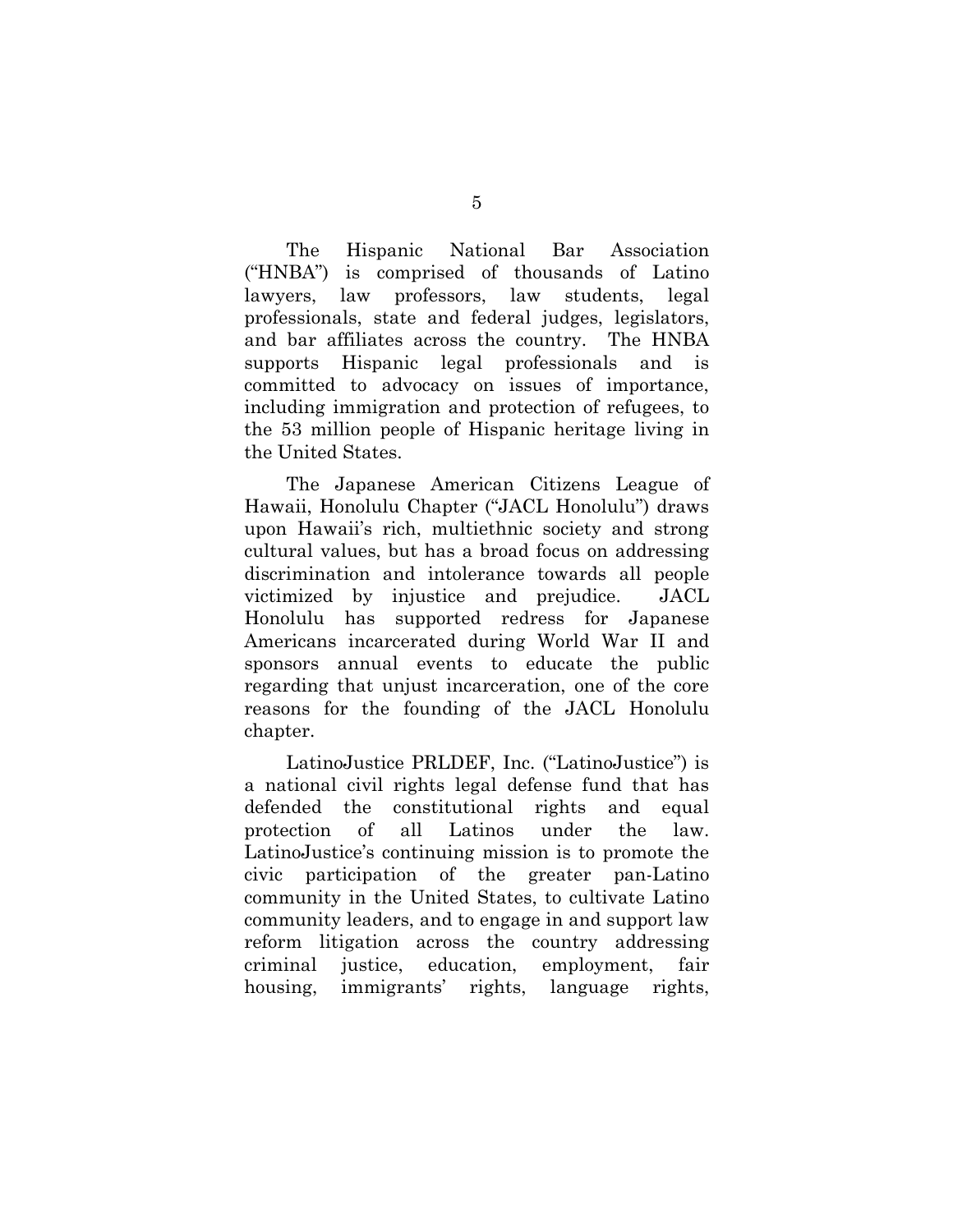The Hispanic National Bar Association ("HNBA") is comprised of thousands of Latino lawyers, law professors, law students, legal professionals, state and federal judges, legislators, and bar affiliates across the country. The HNBA supports Hispanic legal professionals and is committed to advocacy on issues of importance, including immigration and protection of refugees, to the 53 million people of Hispanic heritage living in the United States.

The Japanese American Citizens League of Hawaii, Honolulu Chapter ("JACL Honolulu") draws upon Hawaii's rich, multiethnic society and strong cultural values, but has a broad focus on addressing discrimination and intolerance towards all people victimized by injustice and prejudice. JACL Honolulu has supported redress for Japanese Americans incarcerated during World War II and sponsors annual events to educate the public regarding that unjust incarceration, one of the core reasons for the founding of the JACL Honolulu chapter.

LatinoJustice PRLDEF, Inc. ("LatinoJustice") is a national civil rights legal defense fund that has defended the constitutional rights and equal protection of all Latinos under the law. LatinoJustice's continuing mission is to promote the civic participation of the greater pan-Latino community in the United States, to cultivate Latino community leaders, and to engage in and support law reform litigation across the country addressing criminal justice, education, employment, fair housing, immigrants' rights, language rights,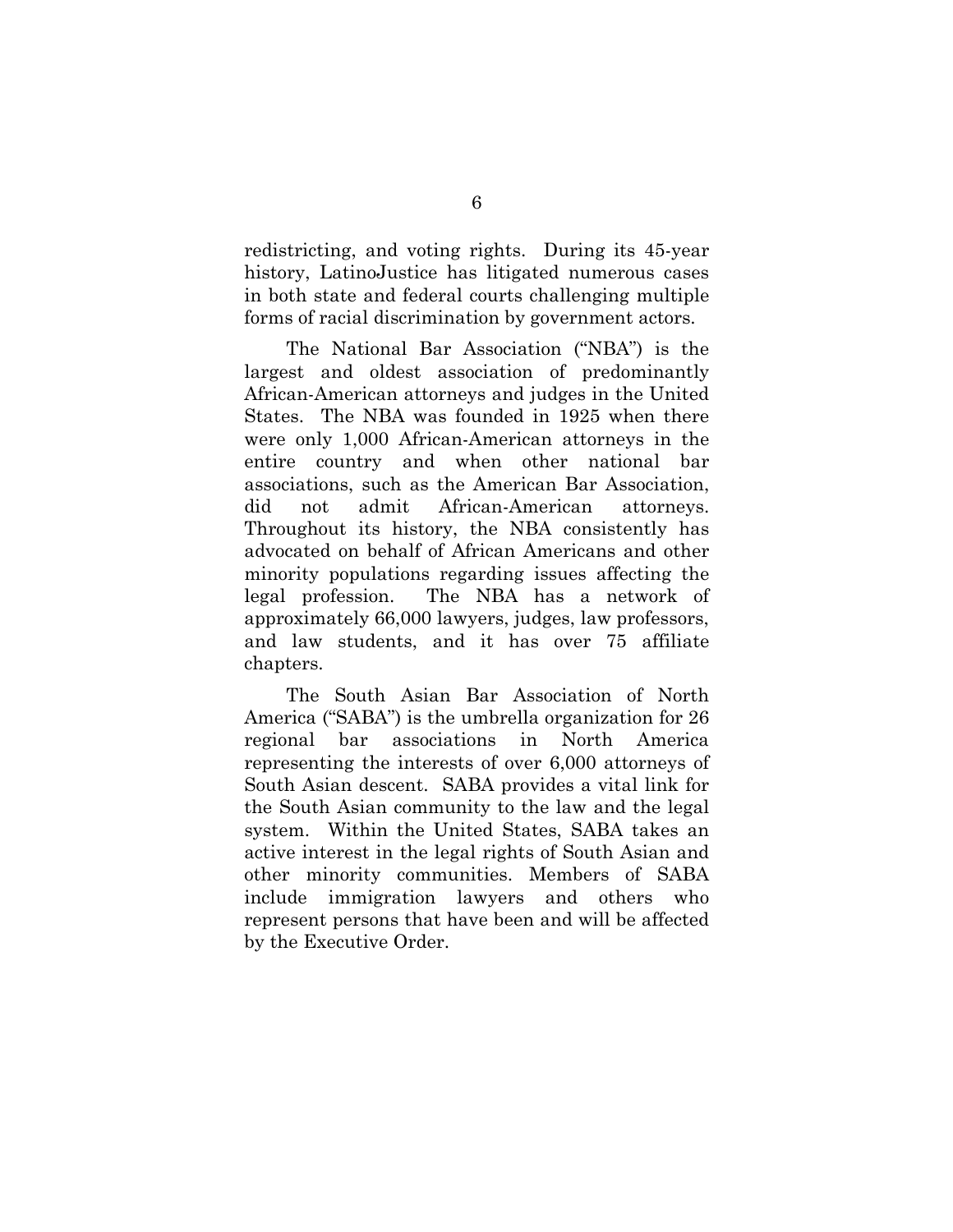redistricting, and voting rights. During its 45-year history, LatinoJustice has litigated numerous cases in both state and federal courts challenging multiple forms of racial discrimination by government actors.

The National Bar Association ("NBA") is the largest and oldest association of predominantly African-American attorneys and judges in the United States. The NBA was founded in 1925 when there were only 1,000 African-American attorneys in the entire country and when other national bar associations, such as the American Bar Association, did not admit African-American attorneys. Throughout its history, the NBA consistently has advocated on behalf of African Americans and other minority populations regarding issues affecting the legal profession. The NBA has a network of approximately 66,000 lawyers, judges, law professors, and law students, and it has over 75 affiliate chapters.

The South Asian Bar Association of North America ("SABA") is the umbrella organization for 26 regional bar associations in North America representing the interests of over 6,000 attorneys of South Asian descent. SABA provides a vital link for the South Asian community to the law and the legal system. Within the United States, SABA takes an active interest in the legal rights of South Asian and other minority communities. Members of SABA include immigration lawyers and others who represent persons that have been and will be affected by the Executive Order.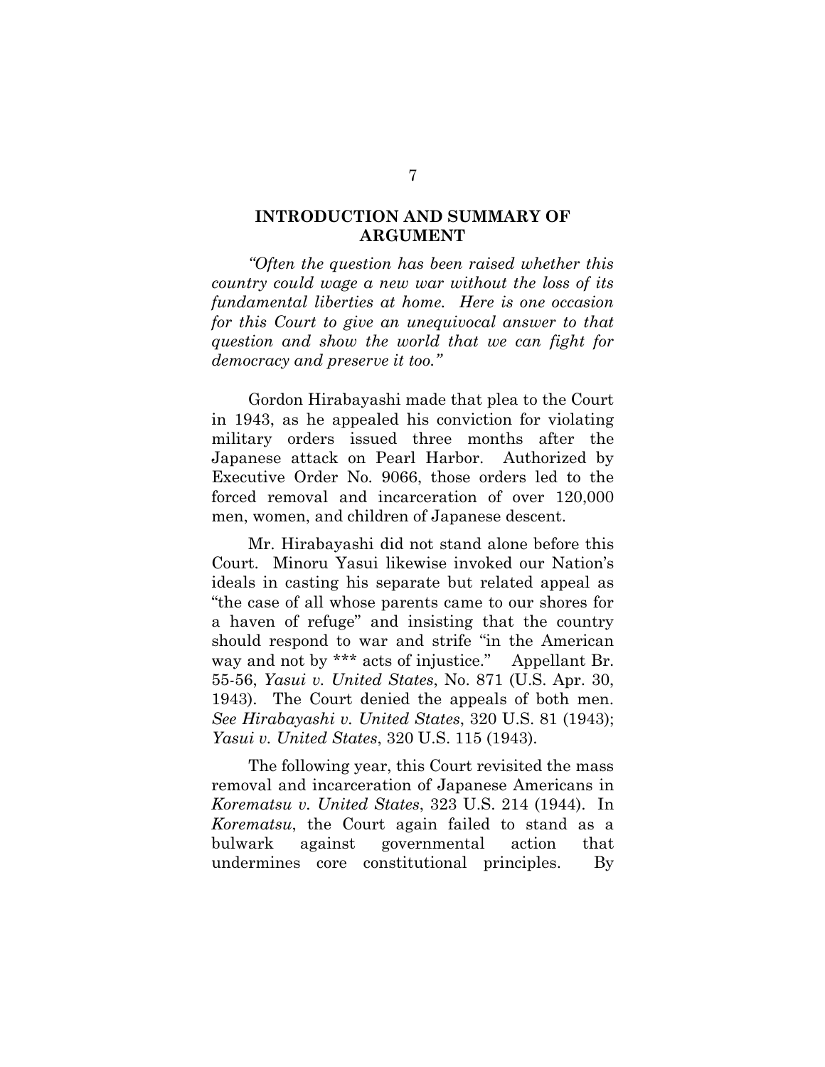## INTRODUCTION AND SUMMARY OF ARGUMENT

*"Often the question has been raised whether this country could wage a new war without the loss of its fundamental liberties at home. Here is one occasion for this Court to give an unequivocal answer to that question and show the world that we can fight for democracy and preserve it too."*

Gordon Hirabayashi made that plea to the Court in 1943, as he appealed his conviction for violating military orders issued three months after the Japanese attack on Pearl Harbor. Authorized by Executive Order No. 9066, those orders led to the forced removal and incarceration of over 120,000 men, women, and children of Japanese descent.

Mr. Hirabayashi did not stand alone before this Court. Minoru Yasui likewise invoked our Nation's ideals in casting his separate but related appeal as "the case of all whose parents came to our shores for a haven of refuge" and insisting that the country should respond to war and strife "in the American way and not by *** acts of injustice." Appellant Br. 55-56, *Yasui v. United States*, No. 871 (U.S. Apr. 30, 1943). The Court denied the appeals of both men. *See Hirabayashi v. United States*, 320 U.S. 81 (1943); *Yasui v. United States*, 320 U.S. 115 (1943).

The following year, this Court revisited the mass removal and incarceration of Japanese Americans in *Korematsu v. United States*, 323 U.S. 214 (1944). In *Korematsu*, the Court again failed to stand as a bulwark against governmental action that undermines core constitutional principles. By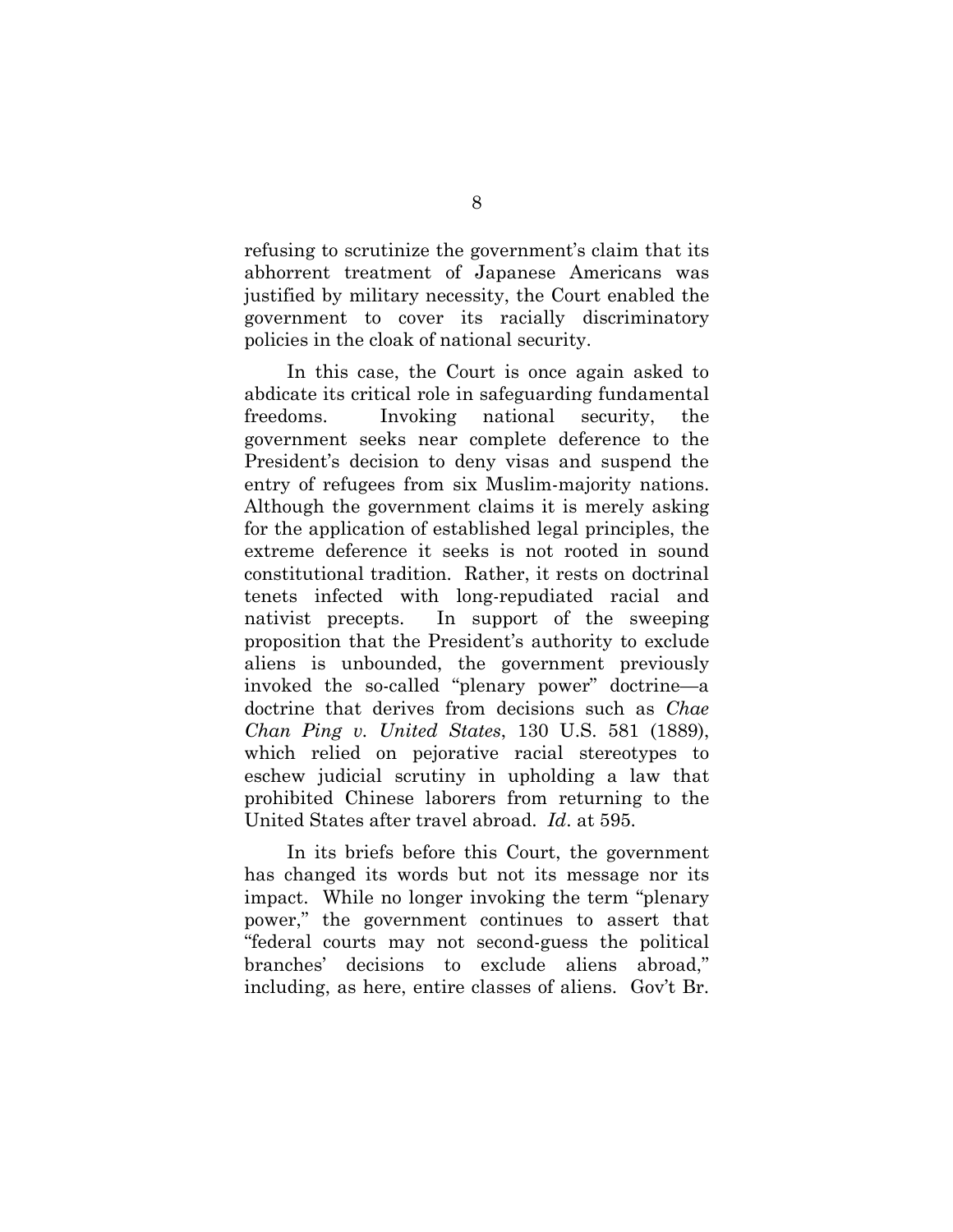refusing to scrutinize the government's claim that its abhorrent treatment of Japanese Americans was justified by military necessity, the Court enabled the government to cover its racially discriminatory policies in the cloak of national security.

In this case, the Court is once again asked to abdicate its critical role in safeguarding fundamental freedoms. Invoking national security, the government seeks near complete deference to the President's decision to deny visas and suspend the entry of refugees from six Muslim-majority nations. Although the government claims it is merely asking for the application of established legal principles, the extreme deference it seeks is not rooted in sound constitutional tradition. Rather, it rests on doctrinal tenets infected with long-repudiated racial and nativist precepts. In support of the sweeping proposition that the President's authority to exclude aliens is unbounded, the government previously invoked the so-called "plenary power" doctrine—a doctrine that derives from decisions such as *Chae Chan Ping v. United States*, 130 U.S. 581 (1889), which relied on pejorative racial stereotypes to eschew judicial scrutiny in upholding a law that prohibited Chinese laborers from returning to the United States after travel abroad. *Id*. at 595.

In its briefs before this Court, the government has changed its words but not its message nor its impact. While no longer invoking the term "plenary power," the government continues to assert that "federal courts may not second-guess the political branches' decisions to exclude aliens abroad," including, as here, entire classes of aliens. Gov't Br.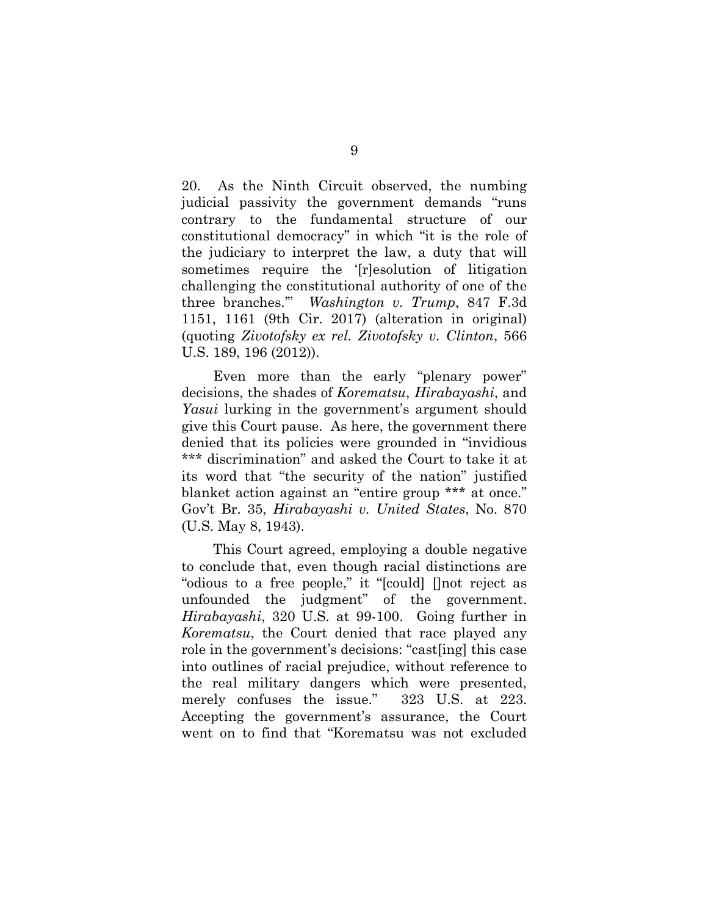20. As the Ninth Circuit observed, the numbing judicial passivity the government demands "runs contrary to the fundamental structure of our constitutional democracy" in which "it is the role of the judiciary to interpret the law, a duty that will sometimes require the '[r]esolution of litigation challenging the constitutional authority of one of the three branches.'" *Washington v. Trump*, 847 F.3d 1151, 1161 (9th Cir. 2017) (alteration in original) (quoting *Zivotofsky ex rel. Zivotofsky v. Clinton*, 566 U.S. 189, 196 (2012)).

Even more than the early "plenary power" decisions, the shades of *Korematsu*, *Hirabayashi*, and *Yasui* lurking in the government's argument should give this Court pause. As here, the government there denied that its policies were grounded in "invidious *** discrimination" and asked the Court to take it at its word that "the security of the nation" justified blanket action against an "entire group *** at once." Gov't Br. 35, *Hirabayashi v. United States*, No. 870 (U.S. May 8, 1943).

This Court agreed, employing a double negative to conclude that, even though racial distinctions are "odious to a free people," it "[could] []not reject as unfounded the judgment" of the government. *Hirabayashi*, 320 U.S. at 99-100. Going further in *Korematsu*, the Court denied that race played any role in the government's decisions: "cast[ing] this case into outlines of racial prejudice, without reference to the real military dangers which were presented, merely confuses the issue." 323 U.S. at 223. Accepting the government's assurance, the Court went on to find that "Korematsu was not excluded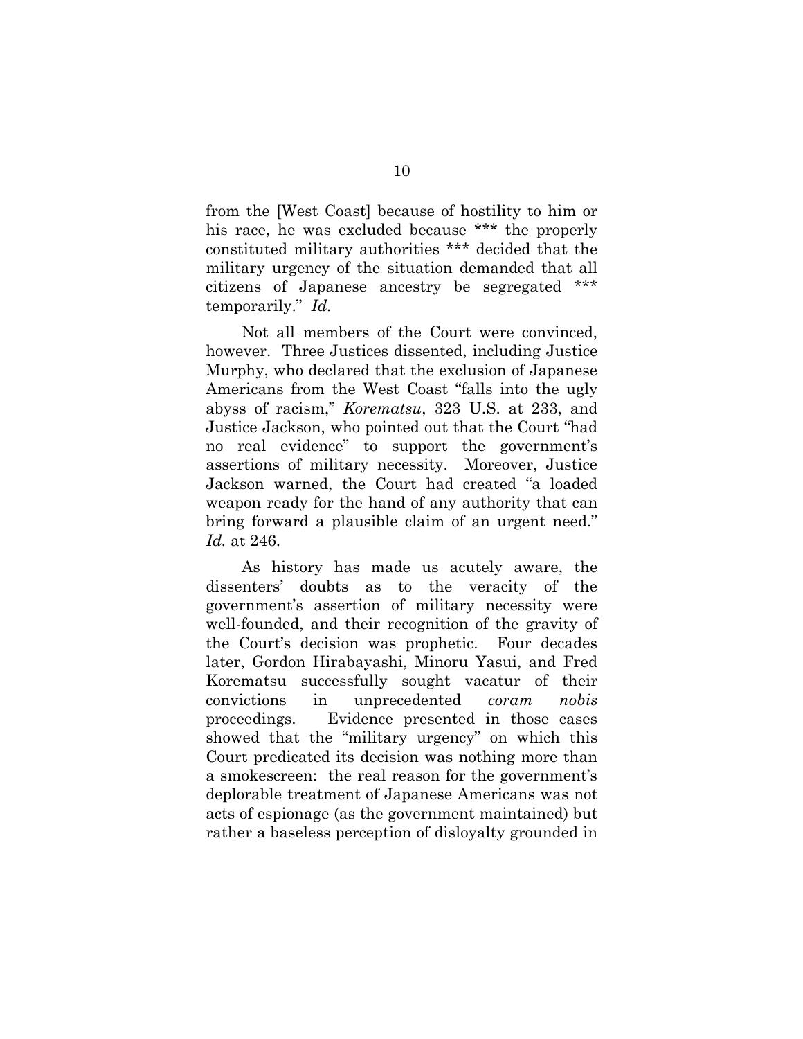from the [West Coast] because of hostility to him or his race, he was excluded because *** the properly constituted military authorities *** decided that the military urgency of the situation demanded that all citizens of Japanese ancestry be segregated *** temporarily." *Id.*

Not all members of the Court were convinced, however. Three Justices dissented, including Justice Murphy, who declared that the exclusion of Japanese Americans from the West Coast "falls into the ugly abyss of racism," *Korematsu*, 323 U.S. at 233, and Justice Jackson, who pointed out that the Court "had no real evidence" to support the government's assertions of military necessity. Moreover, Justice Jackson warned, the Court had created "a loaded weapon ready for the hand of any authority that can bring forward a plausible claim of an urgent need." *Id.* at 246.

As history has made us acutely aware, the dissenters' doubts as to the veracity of the government's assertion of military necessity were well-founded, and their recognition of the gravity of the Court's decision was prophetic. Four decades later, Gordon Hirabayashi, Minoru Yasui, and Fred Korematsu successfully sought vacatur of their convictions in unprecedented *coram nobis* proceedings. Evidence presented in those cases showed that the "military urgency" on which this Court predicated its decision was nothing more than a smokescreen: the real reason for the government's deplorable treatment of Japanese Americans was not acts of espionage (as the government maintained) but rather a baseless perception of disloyalty grounded in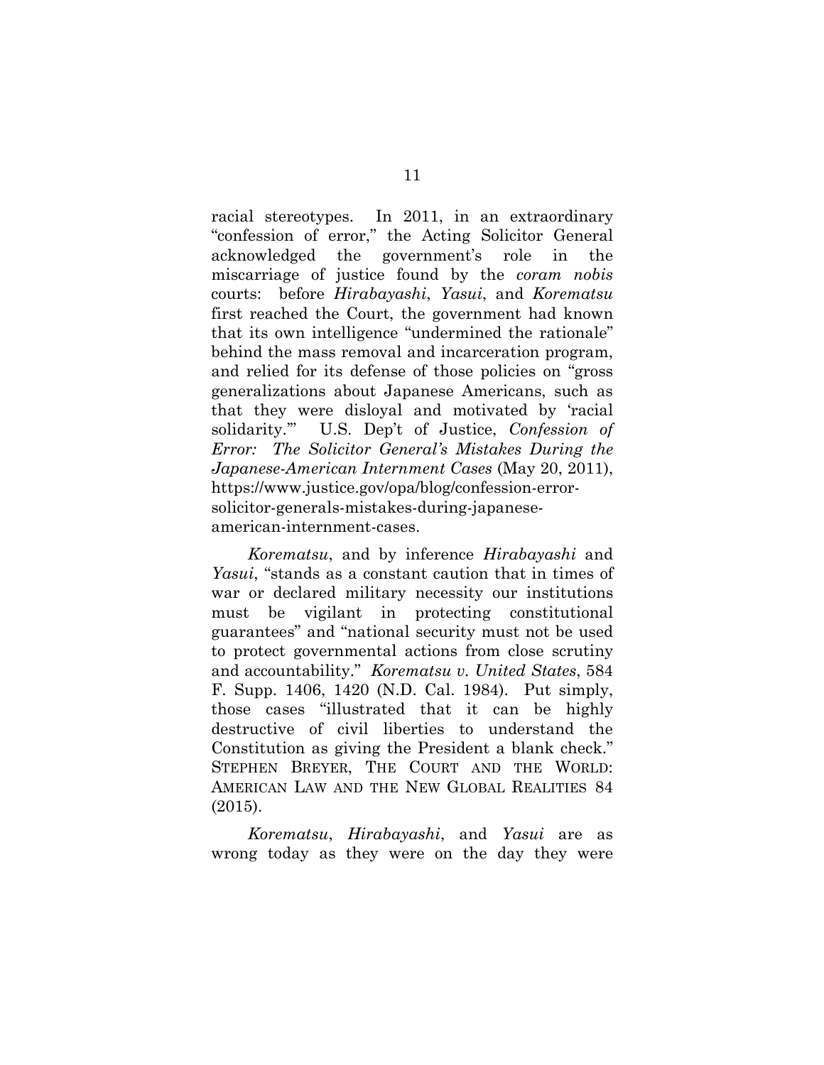racial stereotypes. In 2011, in an extraordinary "confession of error," the Acting Solicitor General acknowledged the government's role in the miscarriage of justice found by the *coram nobis* courts: before *Hirabayashi*, *Yasui*, and *Korematsu* first reached the Court, the government had known that its own intelligence "undermined the rationale" behind the mass removal and incarceration program, and relied for its defense of those policies on "gross generalizations about Japanese Americans, such as that they were disloyal and motivated by 'racial solidarity.'" U.S. Dep't of Justice, *Confession of Error: The Solicitor General's Mistakes During the Japanese-American Internment Cases* (May 20, 2011), https://www.justice.gov/opa/blog/confession-error-solicitor-generals-mistakes-during-japanese-american-internment-cases.

*Korematsu*, and by inference *Hirabayashi* and *Yasui*, "stands as a constant caution that in times of war or declared military necessity our institutions must be vigilant in protecting constitutional guarantees" and "national security must not be used to protect governmental actions from close scrutiny and accountability." *Korematsu v. United States*, 584 F. Supp. 1406, 1420 (N.D. Cal. 1984). Put simply, those cases "illustrated that it can be highly destructive of civil liberties to understand the Constitution as giving the President a blank check." STEPHEN BREYER, THE COURT AND THE WORLD: AMERICAN LAW AND THE NEW GLOBAL REALITIES 84 (2015).

*Korematsu*, *Hirabayashi*, and *Yasui* are as wrong today as they were on the day they were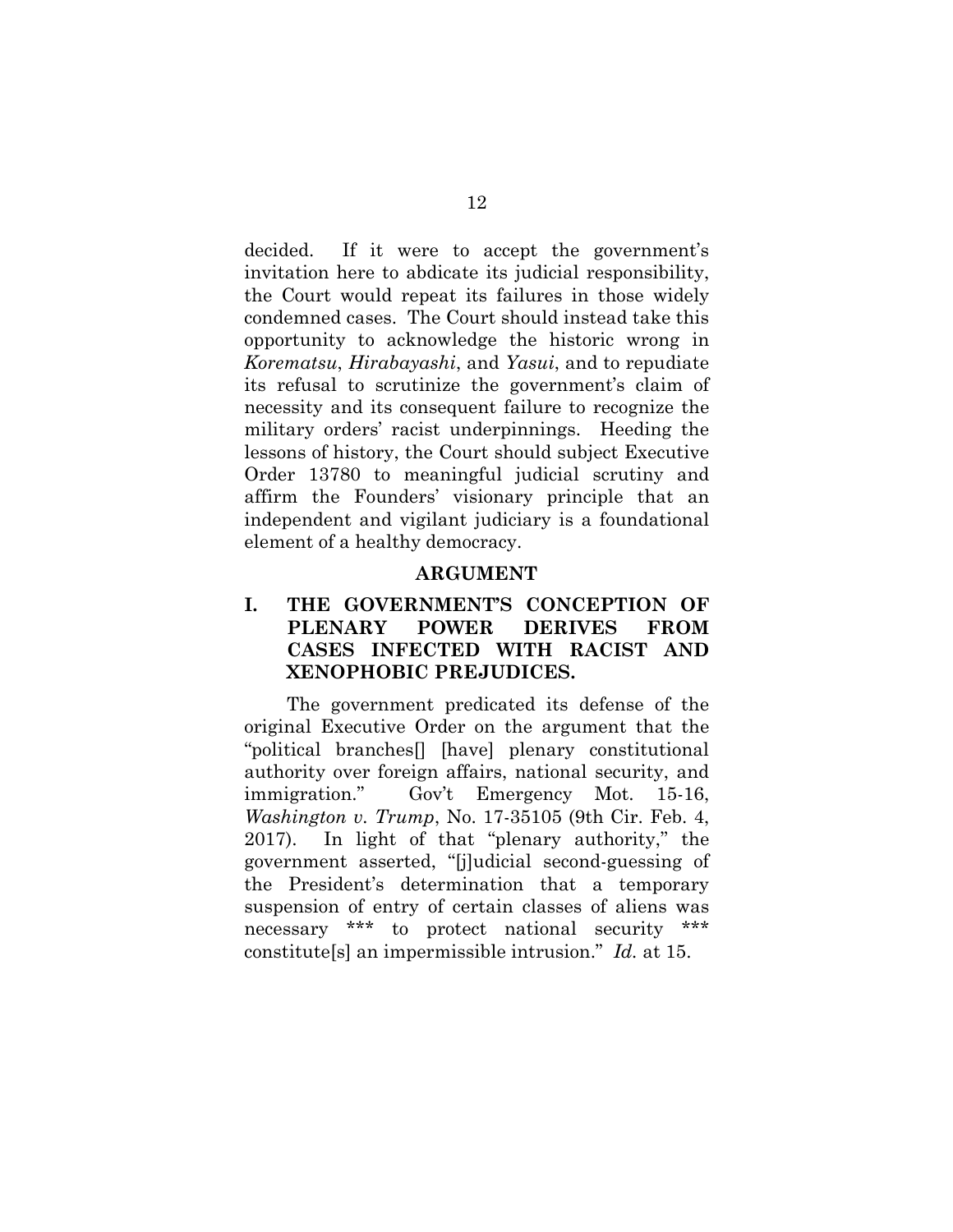decided. If it were to accept the government's invitation here to abdicate its judicial responsibility, the Court would repeat its failures in those widely condemned cases. The Court should instead take this opportunity to acknowledge the historic wrong in *Korematsu*, *Hirabayashi*, and *Yasui*, and to repudiate its refusal to scrutinize the government's claim of necessity and its consequent failure to recognize the military orders' racist underpinnings. Heeding the lessons of history, the Court should subject Executive Order 13780 to meaningful judicial scrutiny and affirm the Founders' visionary principle that an independent and vigilant judiciary is a foundational element of a healthy democracy.

## ARGUMENT

### I. THE GOVERNMENT'S CONCEPTION OF PLENARY POWER DERIVES FROM CASES INFECTED WITH RACIST AND XENOPHOBIC PREJUDICES.

The government predicated its defense of the original Executive Order on the argument that the "political branches[] [have] plenary constitutional authority over foreign affairs, national security, and immigration." Gov't Emergency Mot. 15-16, *Washington v. Trump*, No. 17-35105 (9th Cir. Feb. 4, 2017). In light of that "plenary authority," the government asserted, "[j]udicial second-guessing of the President's determination that a temporary suspension of entry of certain classes of aliens was necessary *** to protect national security *** constitute[s] an impermissible intrusion." *Id.* at 15.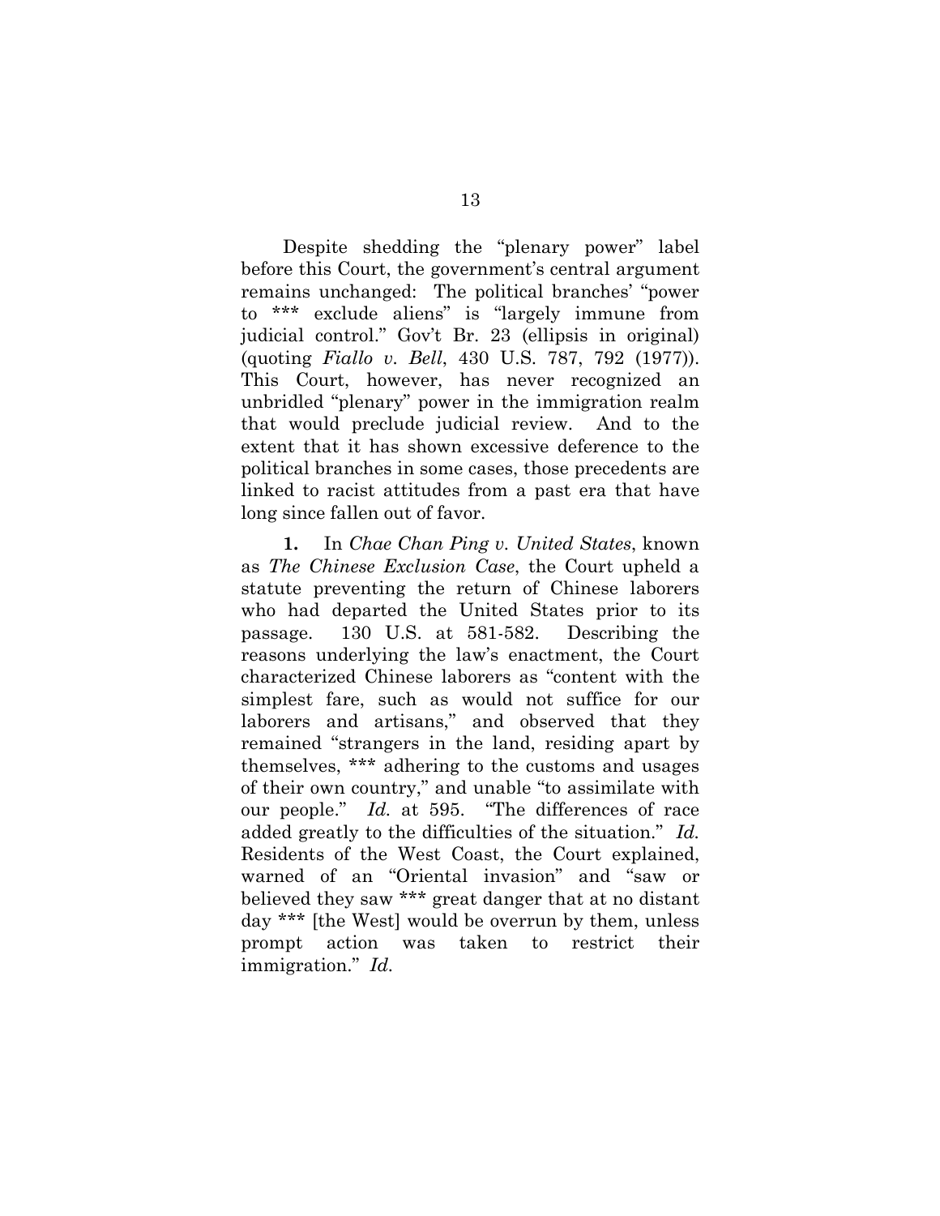Despite shedding the "plenary power" label before this Court, the government's central argument remains unchanged: The political branches' "power to *** exclude aliens" is "largely immune from judicial control." Gov't Br. 23 (ellipsis in original) (quoting *Fiallo v. Bell*, 430 U.S. 787, 792 (1977)). This Court, however, has never recognized an unbridled "plenary" power in the immigration realm that would preclude judicial review. And to the extent that it has shown excessive deference to the political branches in some cases, those precedents are linked to racist attitudes from a past era that have long since fallen out of favor.

**1.** In *Chae Chan Ping v. United States*, known as *The Chinese Exclusion Case*, the Court upheld a statute preventing the return of Chinese laborers who had departed the United States prior to its passage. 130 U.S. at 581-582. Describing the reasons underlying the law's enactment, the Court characterized Chinese laborers as "content with the simplest fare, such as would not suffice for our laborers and artisans," and observed that they remained "strangers in the land, residing apart by themselves, *** adhering to the customs and usages of their own country," and unable "to assimilate with our people." *Id.* at 595. "The differences of race added greatly to the difficulties of the situation." *Id.* Residents of the West Coast, the Court explained, warned of an "Oriental invasion" and "saw or believed they saw *** great danger that at no distant day *** [the West] would be overrun by them, unless prompt action was taken to restrict their immigration." *Id.*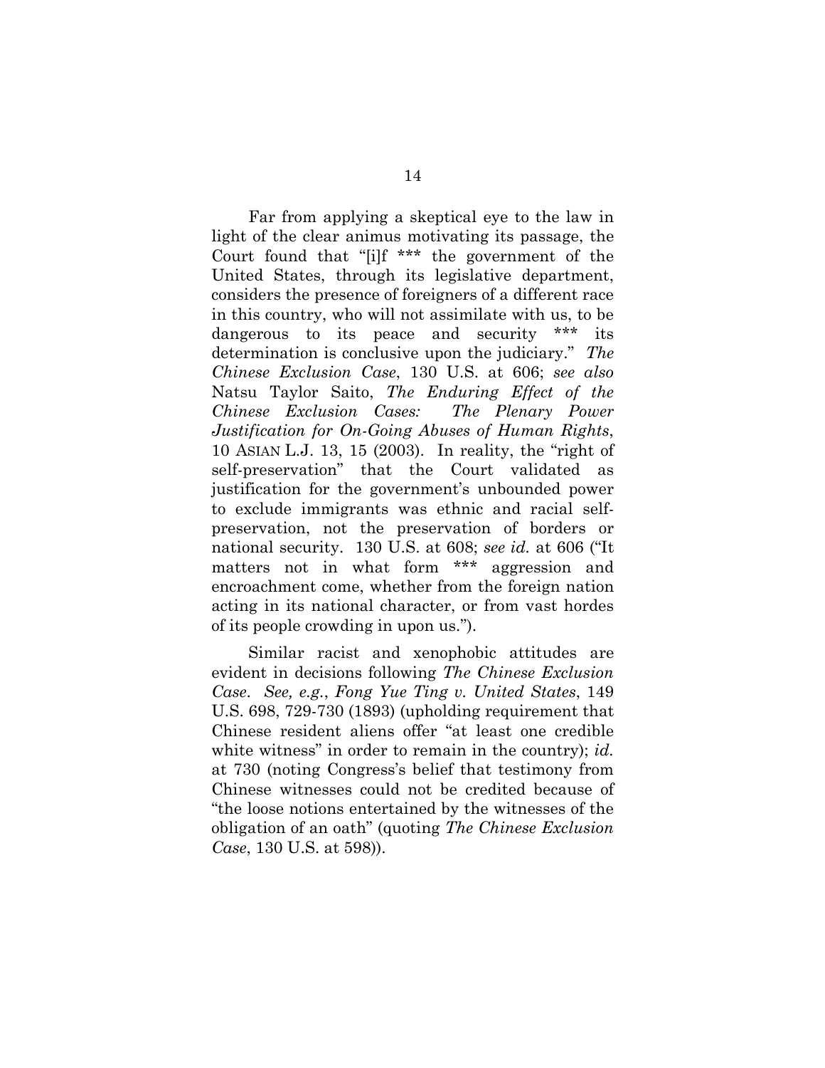Far from applying a skeptical eye to the law in light of the clear animus motivating its passage, the Court found that "[i]f *** the government of the United States, through its legislative department, considers the presence of foreigners of a different race in this country, who will not assimilate with us, to be dangerous to its peace and security *** its determination is conclusive upon the judiciary." *The Chinese Exclusion Case*, 130 U.S. at 606; *see also* Natsu Taylor Saito, *The Enduring Effect of the Chinese Exclusion Cases: The Plenary Power Justification for On-Going Abuses of Human Rights*, 10 ASIAN L.J. 13, 15 (2003). In reality, the "right of self-preservation" that the Court validated as justification for the government's unbounded power to exclude immigrants was ethnic and racial self-preservation, not the preservation of borders or national security. 130 U.S. at 608; *see id.* at 606 ("It matters not in what form *** aggression and encroachment come, whether from the foreign nation acting in its national character, or from vast hordes of its people crowding in upon us.").

Similar racist and xenophobic attitudes are evident in decisions following *The Chinese Exclusion Case*. *See, e.g.*, *Fong Yue Ting v. United States*, 149 U.S. 698, 729-730 (1893) (upholding requirement that Chinese resident aliens offer "at least one credible white witness" in order to remain in the country); *id.* at 730 (noting Congress's belief that testimony from Chinese witnesses could not be credited because of "the loose notions entertained by the witnesses of the obligation of an oath" (quoting *The Chinese Exclusion Case*, 130 U.S. at 598)).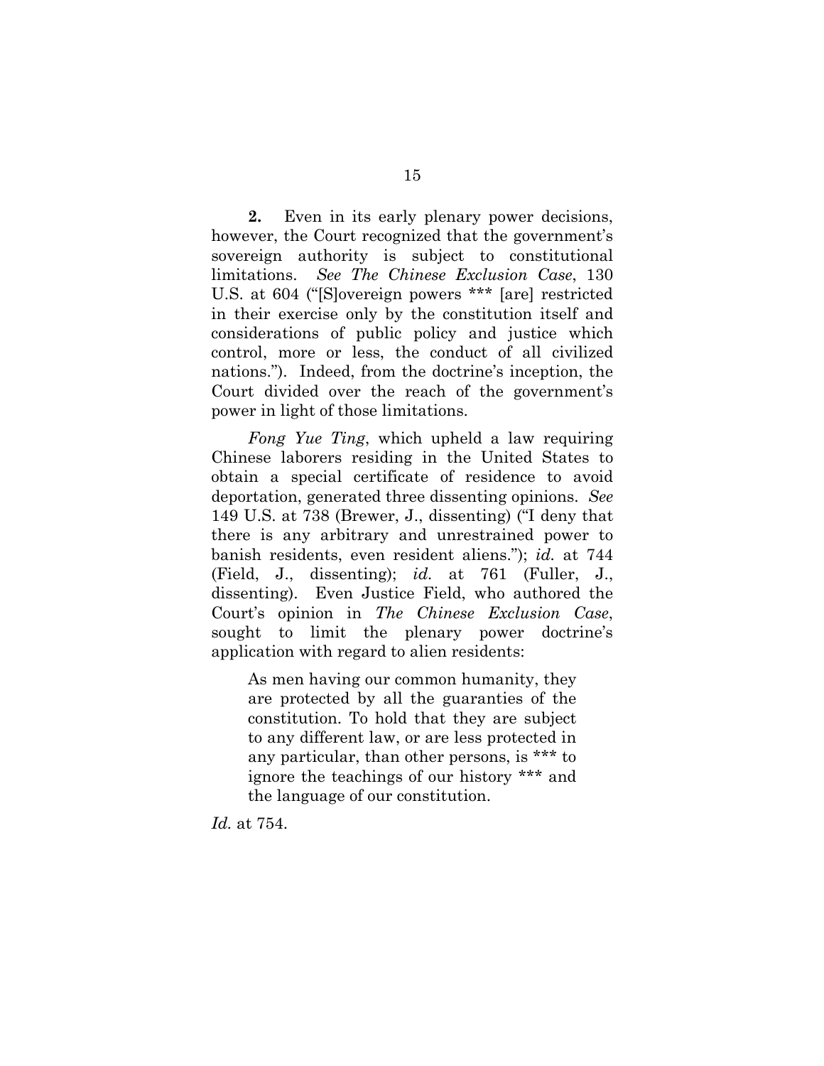**2.** Even in its early plenary power decisions, however, the Court recognized that the government's sovereign authority is subject to constitutional limitations. *See The Chinese Exclusion Case*, 130 U.S. at 604 ("[S]overeign powers *** [are] restricted in their exercise only by the constitution itself and considerations of public policy and justice which control, more or less, the conduct of all civilized nations."). Indeed, from the doctrine's inception, the Court divided over the reach of the government's power in light of those limitations.

*Fong Yue Ting*, which upheld a law requiring Chinese laborers residing in the United States to obtain a special certificate of residence to avoid deportation, generated three dissenting opinions. *See* 149 U.S. at 738 (Brewer, J., dissenting) ("I deny that there is any arbitrary and unrestrained power to banish residents, even resident aliens."); *id.* at 744 (Field, J., dissenting); *id.* at 761 (Fuller, J., dissenting). Even Justice Field, who authored the Court's opinion in *The Chinese Exclusion Case*, sought to limit the plenary power doctrine's application with regard to alien residents:

> As men having our common humanity, they are protected by all the guaranties of the constitution. To hold that they are subject to any different law, or are less protected in any particular, than other persons, is *** to ignore the teachings of our history *** and the language of our constitution.

*Id.* at 754.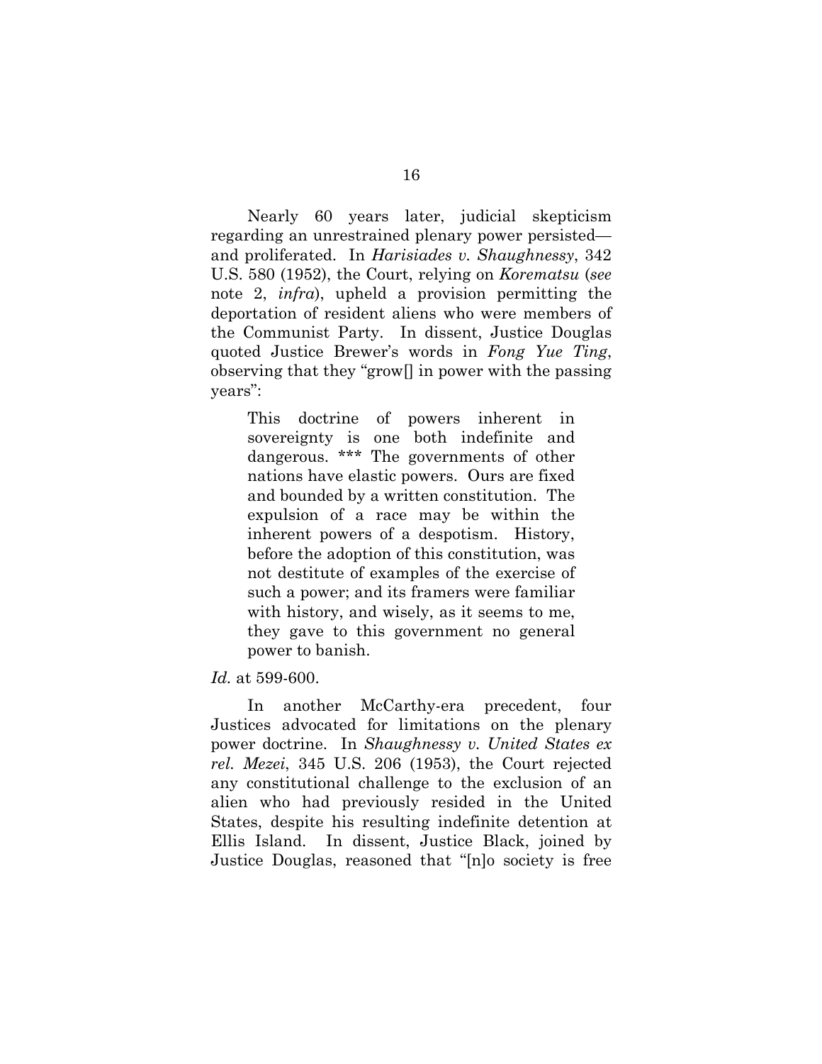Nearly 60 years later, judicial skepticism regarding an unrestrained plenary power persisted—and proliferated. In *Harisiades v. Shaughnessy*, 342 U.S. 580 (1952), the Court, relying on *Korematsu* (*see* note 2, *infra*), upheld a provision permitting the deportation of resident aliens who were members of the Communist Party. In dissent, Justice Douglas quoted Justice Brewer's words in *Fong Yue Ting*, observing that they "grow[] in power with the passing years":

> This doctrine of powers inherent in sovereignty is one both indefinite and dangerous. *** The governments of other nations have elastic powers. Ours are fixed and bounded by a written constitution. The expulsion of a race may be within the inherent powers of a despotism. History, before the adoption of this constitution, was not destitute of examples of the exercise of such a power; and its framers were familiar with history, and wisely, as it seems to me, they gave to this government no general power to banish.

*Id.* at 599-600.

In another McCarthy-era precedent, four Justices advocated for limitations on the plenary power doctrine. In *Shaughnessy v. United States ex rel. Mezei*, 345 U.S. 206 (1953), the Court rejected any constitutional challenge to the exclusion of an alien who had previously resided in the United States, despite his resulting indefinite detention at Ellis Island. In dissent, Justice Black, joined by Justice Douglas, reasoned that "[n]o society is free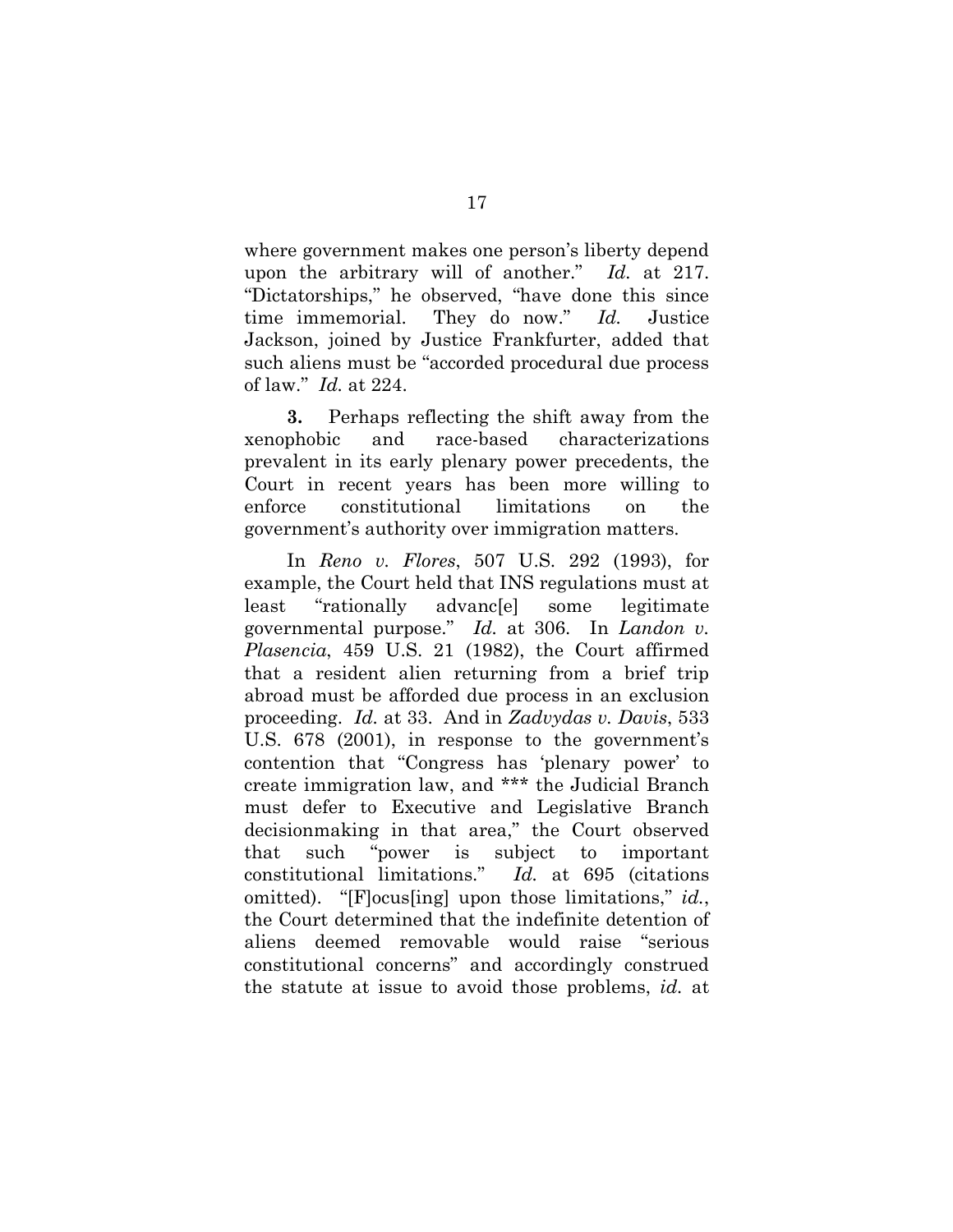where government makes one person's liberty depend upon the arbitrary will of another." *Id.* at 217. "Dictatorships," he observed, "have done this since time immemorial. They do now." *Id.* Justice Jackson, joined by Justice Frankfurter, added that such aliens must be "accorded procedural due process of law." *Id.* at 224.

**3.** Perhaps reflecting the shift away from the xenophobic and race-based characterizations prevalent in its early plenary power precedents, the Court in recent years has been more willing to enforce constitutional limitations on the government's authority over immigration matters.

In *Reno v. Flores*, 507 U.S. 292 (1993), for example, the Court held that INS regulations must at least "rationally advanc[e] some legitimate governmental purpose." *Id.* at 306. In *Landon v. Plasencia*, 459 U.S. 21 (1982), the Court affirmed that a resident alien returning from a brief trip abroad must be afforded due process in an exclusion proceeding. *Id.* at 33. And in *Zadvydas v. Davis*, 533 U.S. 678 (2001), in response to the government's contention that "Congress has 'plenary power' to create immigration law, and *** the Judicial Branch must defer to Executive and Legislative Branch decisionmaking in that area," the Court observed that such "power is subject to important constitutional limitations." *Id.* at 695 (citations omitted). "[F]ocus[ing] upon those limitations," *id.*, the Court determined that the indefinite detention of aliens deemed removable would raise "serious constitutional concerns" and accordingly construed the statute at issue to avoid those problems, *id.* at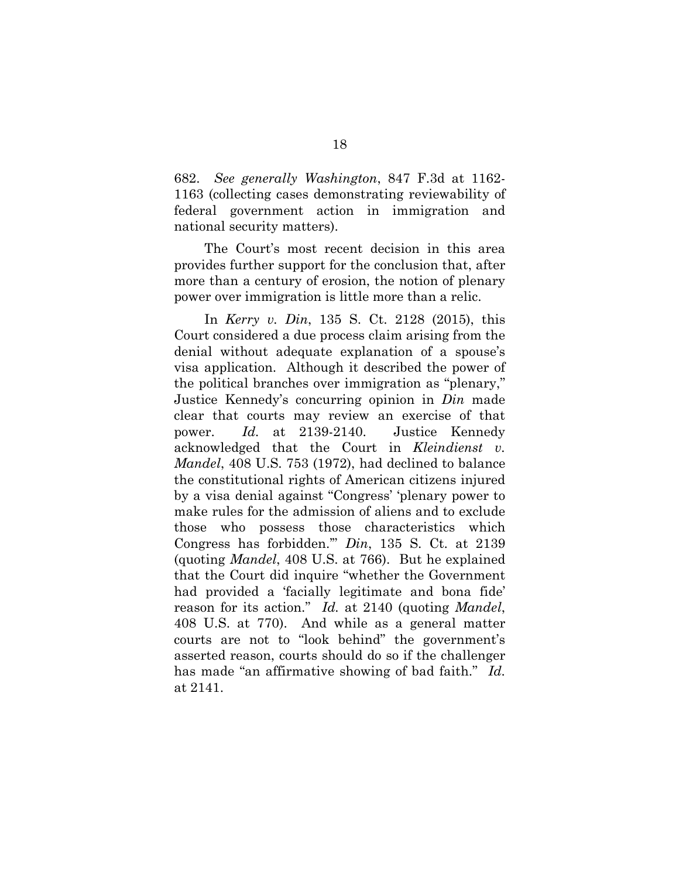682. *See generally Washington*, 847 F.3d at 1162-1163 (collecting cases demonstrating reviewability of federal government action in immigration and national security matters).

The Court's most recent decision in this area provides further support for the conclusion that, after more than a century of erosion, the notion of plenary power over immigration is little more than a relic.

In *Kerry v. Din*, 135 S. Ct. 2128 (2015), this Court considered a due process claim arising from the denial without adequate explanation of a spouse's visa application. Although it described the power of the political branches over immigration as "plenary," Justice Kennedy's concurring opinion in *Din* made clear that courts may review an exercise of that power. *Id.* at 2139-2140. Justice Kennedy acknowledged that the Court in *Kleindienst v. Mandel*, 408 U.S. 753 (1972), had declined to balance the constitutional rights of American citizens injured by a visa denial against "Congress' 'plenary power to make rules for the admission of aliens and to exclude those who possess those characteristics which Congress has forbidden.'" *Din*, 135 S. Ct. at 2139 (quoting *Mandel*, 408 U.S. at 766). But he explained that the Court did inquire "whether the Government had provided a 'facially legitimate and bona fide' reason for its action." *Id.* at 2140 (quoting *Mandel*, 408 U.S. at 770). And while as a general matter courts are not to "look behind" the government's asserted reason, courts should do so if the challenger has made "an affirmative showing of bad faith." *Id.* at 2141.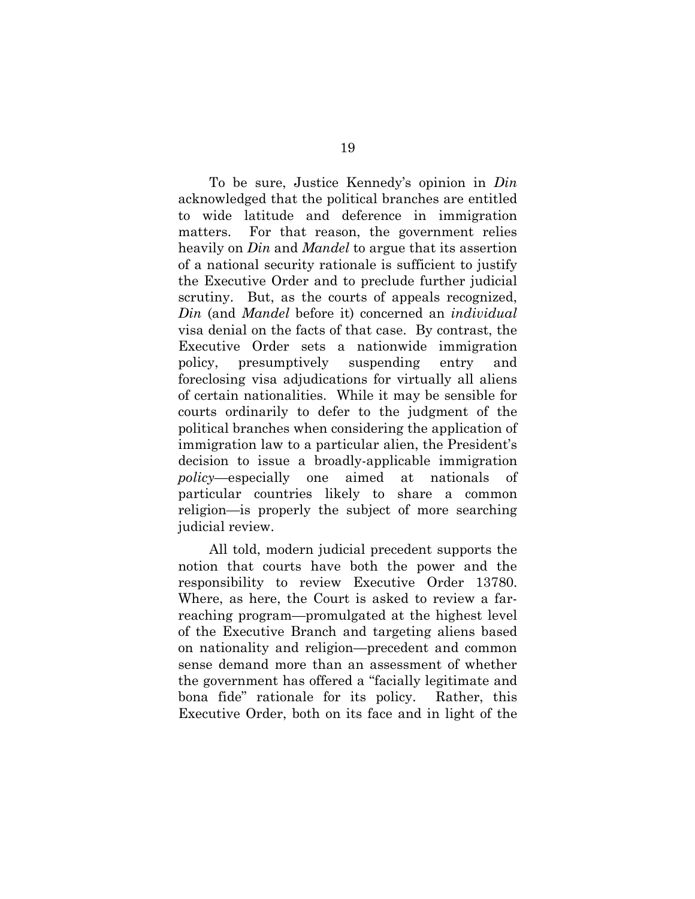To be sure, Justice Kennedy's opinion in *Din* acknowledged that the political branches are entitled to wide latitude and deference in immigration matters. For that reason, the government relies heavily on *Din* and *Mandel* to argue that its assertion of a national security rationale is sufficient to justify the Executive Order and to preclude further judicial scrutiny. But, as the courts of appeals recognized, *Din* (and *Mandel* before it) concerned an *individual* visa denial on the facts of that case. By contrast, the Executive Order sets a nationwide immigration policy, presumptively suspending entry and foreclosing visa adjudications for virtually all aliens of certain nationalities. While it may be sensible for courts ordinarily to defer to the judgment of the political branches when considering the application of immigration law to a particular alien, the President's decision to issue a broadly-applicable immigration *policy*—especially one aimed at nationals of particular countries likely to share a common religion—is properly the subject of more searching judicial review.

All told, modern judicial precedent supports the notion that courts have both the power and the responsibility to review Executive Order 13780. Where, as here, the Court is asked to review a far-reaching program—promulgated at the highest level of the Executive Branch and targeting aliens based on nationality and religion—precedent and common sense demand more than an assessment of whether the government has offered a "facially legitimate and bona fide" rationale for its policy. Rather, this Executive Order, both on its face and in light of the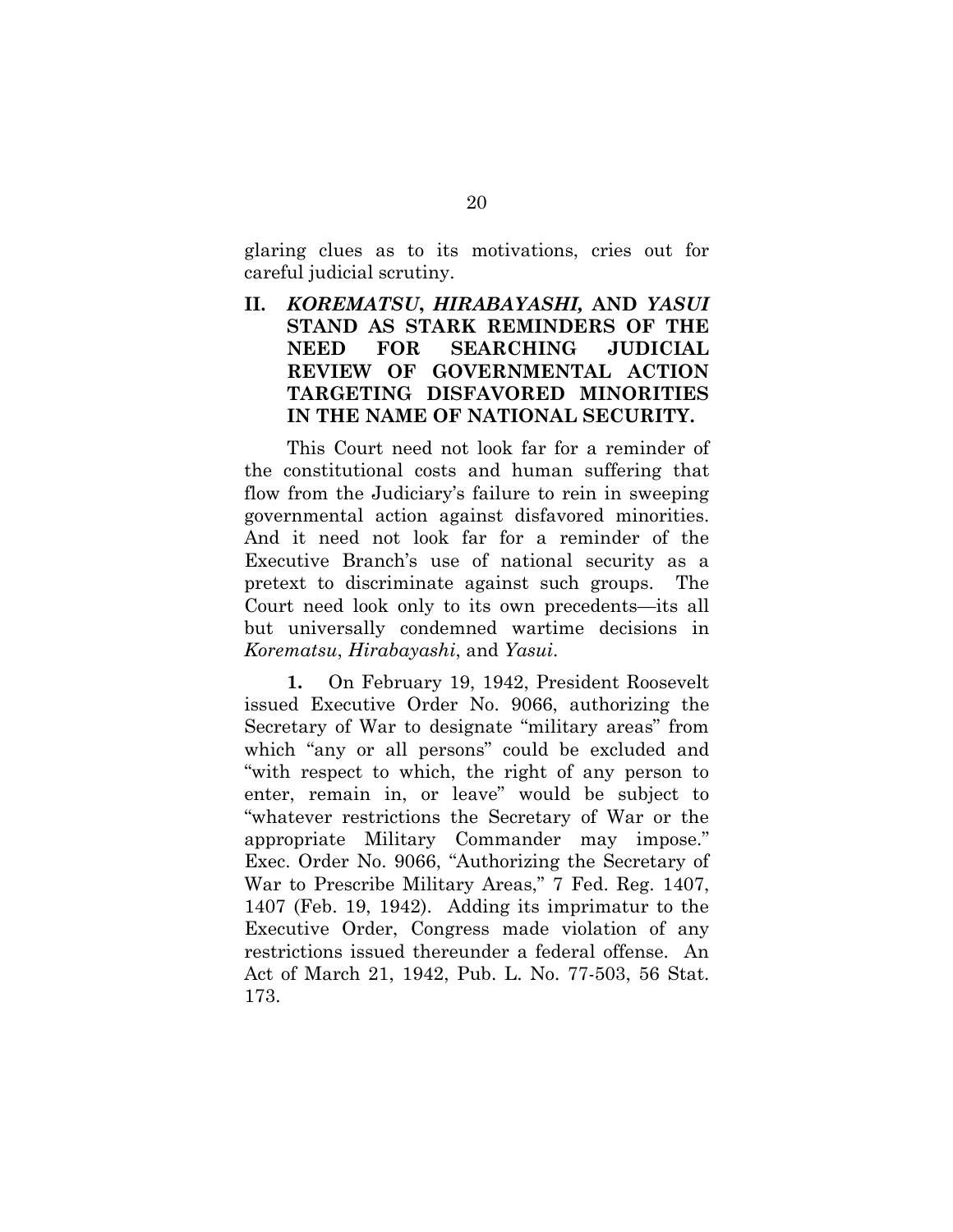glaring clues as to its motivations, cries out for careful judicial scrutiny.

## II. *KOREMATSU*, *HIRABAYASHI,* AND *YASUI* STAND AS STARK REMINDERS OF THE NEED FOR SEARCHING JUDICIAL REVIEW OF GOVERNMENTAL ACTION TARGETING DISFAVORED MINORITIES IN THE NAME OF NATIONAL SECURITY.

This Court need not look far for a reminder of the constitutional costs and human suffering that flow from the Judiciary's failure to rein in sweeping governmental action against disfavored minorities. And it need not look far for a reminder of the Executive Branch's use of national security as a pretext to discriminate against such groups. The Court need look only to its own precedents—its all but universally condemned wartime decisions in *Korematsu*, *Hirabayashi*, and *Yasui*.

**1.** On February 19, 1942, President Roosevelt issued Executive Order No. 9066, authorizing the Secretary of War to designate "military areas" from which "any or all persons" could be excluded and "with respect to which, the right of any person to enter, remain in, or leave" would be subject to "whatever restrictions the Secretary of War or the appropriate Military Commander may impose." Exec. Order No. 9066, "Authorizing the Secretary of War to Prescribe Military Areas," 7 Fed. Reg. 1407, 1407 (Feb. 19, 1942). Adding its imprimatur to the Executive Order, Congress made violation of any restrictions issued thereunder a federal offense. An Act of March 21, 1942, Pub. L. No. 77-503, 56 Stat. 173.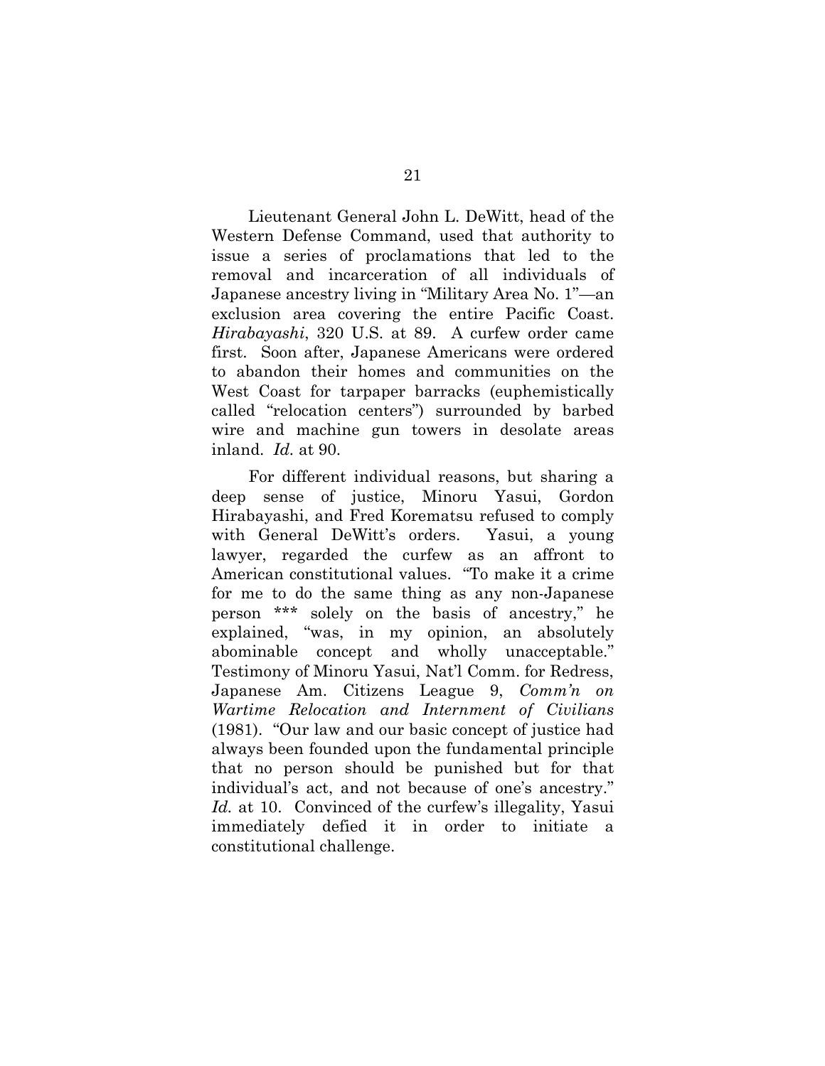Lieutenant General John L. DeWitt, head of the Western Defense Command, used that authority to issue a series of proclamations that led to the removal and incarceration of all individuals of Japanese ancestry living in "Military Area No. 1"—an exclusion area covering the entire Pacific Coast. *Hirabayashi*, 320 U.S. at 89. A curfew order came first. Soon after, Japanese Americans were ordered to abandon their homes and communities on the West Coast for tarpaper barracks (euphemistically called "relocation centers") surrounded by barbed wire and machine gun towers in desolate areas inland. *Id.* at 90.

For different individual reasons, but sharing a deep sense of justice, Minoru Yasui, Gordon Hirabayashi, and Fred Korematsu refused to comply with General DeWitt's orders. Yasui, a young lawyer, regarded the curfew as an affront to American constitutional values. "To make it a crime for me to do the same thing as any non-Japanese person *** solely on the basis of ancestry," he explained, "was, in my opinion, an absolutely abominable concept and wholly unacceptable." Testimony of Minoru Yasui, Nat'l Comm. for Redress, Japanese Am. Citizens League 9, *Comm'n on Wartime Relocation and Internment of Civilians* (1981). "Our law and our basic concept of justice had always been founded upon the fundamental principle that no person should be punished but for that individual's act, and not because of one's ancestry." *Id.* at 10. Convinced of the curfew's illegality, Yasui immediately defied it in order to initiate a constitutional challenge.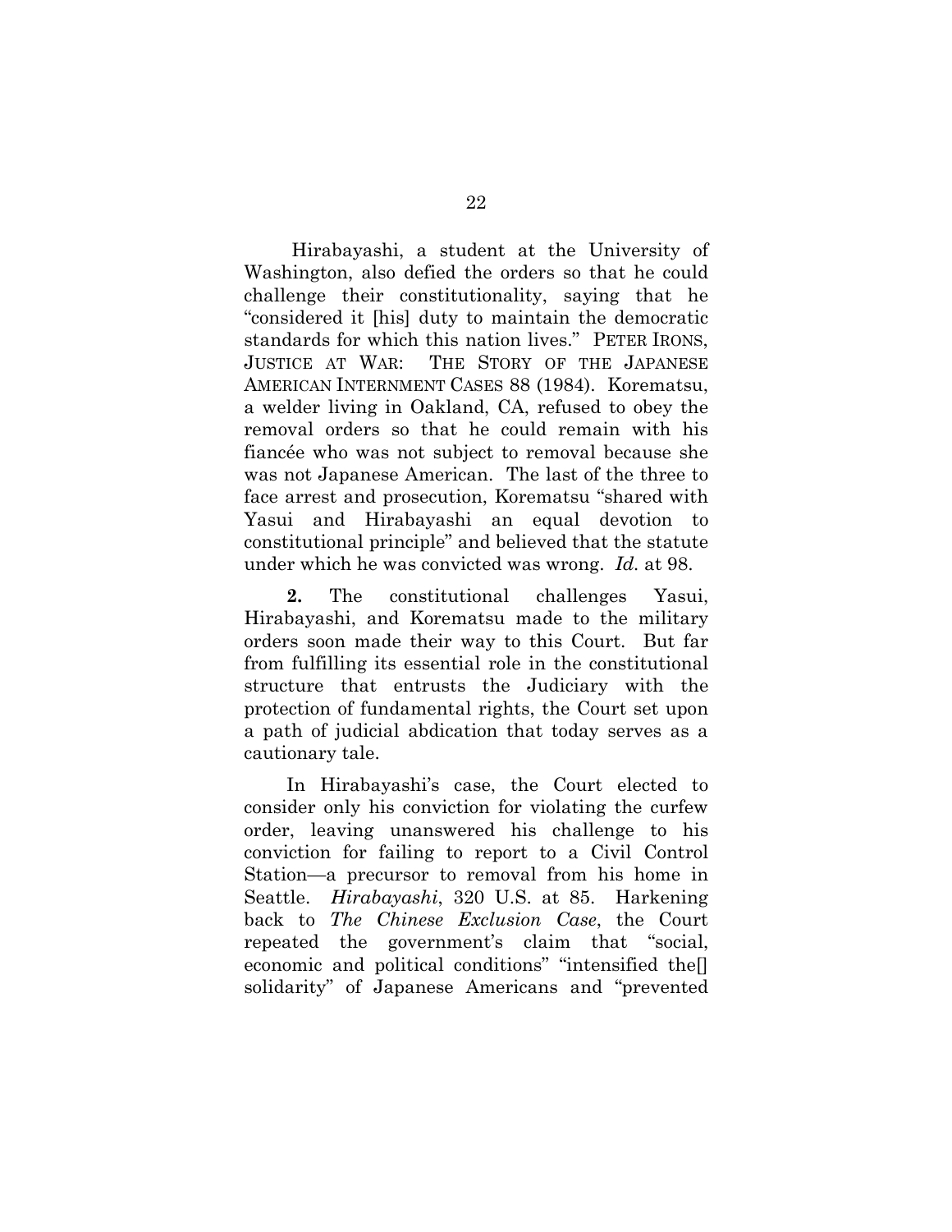Hirabayashi, a student at the University of Washington, also defied the orders so that he could challenge their constitutionality, saying that he "considered it [his] duty to maintain the democratic standards for which this nation lives." PETER IRONS, JUSTICE AT WAR: THE STORY OF THE JAPANESE AMERICAN INTERNMENT CASES 88 (1984). Korematsu, a welder living in Oakland, CA, refused to obey the removal orders so that he could remain with his fiancée who was not subject to removal because she was not Japanese American. The last of the three to face arrest and prosecution, Korematsu "shared with Yasui and Hirabayashi an equal devotion to constitutional principle" and believed that the statute under which he was convicted was wrong. *Id.* at 98.

**2.** The constitutional challenges Yasui, Hirabayashi, and Korematsu made to the military orders soon made their way to this Court. But far from fulfilling its essential role in the constitutional structure that entrusts the Judiciary with the protection of fundamental rights, the Court set upon a path of judicial abdication that today serves as a cautionary tale.

In Hirabayashi's case, the Court elected to consider only his conviction for violating the curfew order, leaving unanswered his challenge to his conviction for failing to report to a Civil Control Station—a precursor to removal from his home in Seattle. *Hirabayashi*, 320 U.S. at 85. Harkening back to *The Chinese Exclusion Case*, the Court repeated the government's claim that "social, economic and political conditions" "intensified the[] solidarity" of Japanese Americans and "prevented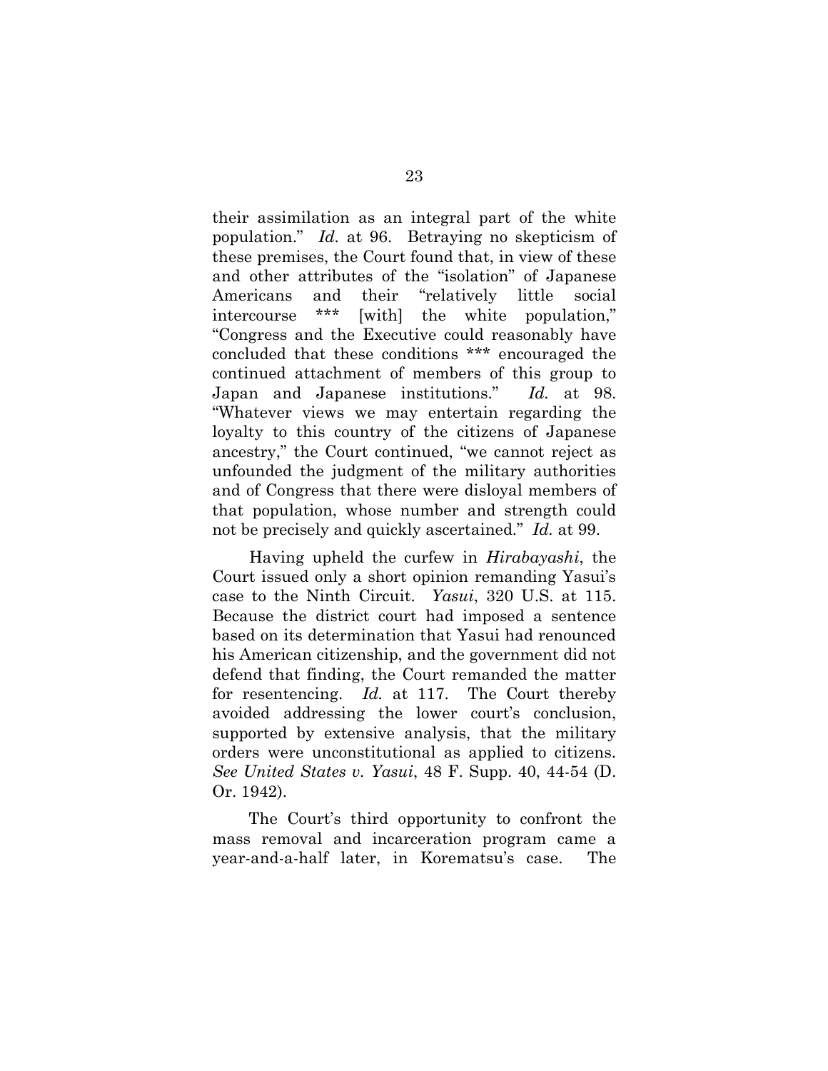their assimilation as an integral part of the white population." *Id.* at 96. Betraying no skepticism of these premises, the Court found that, in view of these and other attributes of the "isolation" of Japanese Americans and their "relatively little social intercourse *** [with] the white population," "Congress and the Executive could reasonably have concluded that these conditions *** encouraged the continued attachment of members of this group to Japan and Japanese institutions." *Id.* at 98. "Whatever views we may entertain regarding the loyalty to this country of the citizens of Japanese ancestry," the Court continued, "we cannot reject as unfounded the judgment of the military authorities and of Congress that there were disloyal members of that population, whose number and strength could not be precisely and quickly ascertained." *Id.* at 99.

Having upheld the curfew in *Hirabayashi*, the Court issued only a short opinion remanding Yasui's case to the Ninth Circuit. *Yasui*, 320 U.S. at 115. Because the district court had imposed a sentence based on its determination that Yasui had renounced his American citizenship, and the government did not defend that finding, the Court remanded the matter for resentencing. *Id.* at 117. The Court thereby avoided addressing the lower court's conclusion, supported by extensive analysis, that the military orders were unconstitutional as applied to citizens. *See United States v. Yasui*, 48 F. Supp. 40, 44-54 (D. Or. 1942).

The Court's third opportunity to confront the mass removal and incarceration program came a year-and-a-half later, in Korematsu's case. The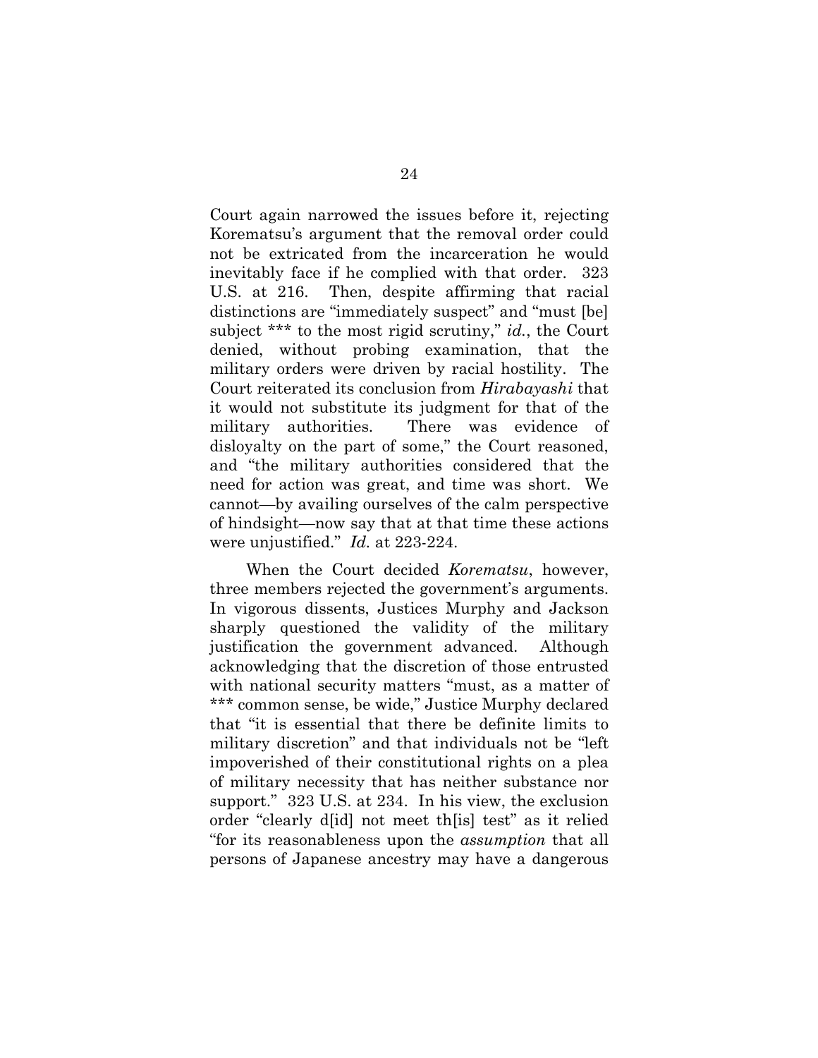Court again narrowed the issues before it, rejecting Korematsu's argument that the removal order could not be extricated from the incarceration he would inevitably face if he complied with that order. 323 U.S. at 216. Then, despite affirming that racial distinctions are "immediately suspect" and "must [be] subject *** to the most rigid scrutiny," *id.*, the Court denied, without probing examination, that the military orders were driven by racial hostility. The Court reiterated its conclusion from *Hirabayashi* that it would not substitute its judgment for that of the military authorities. There was evidence of disloyalty on the part of some," the Court reasoned, and "the military authorities considered that the need for action was great, and time was short. We cannot—by availing ourselves of the calm perspective of hindsight—now say that at that time these actions were unjustified." *Id.* at 223-224.

When the Court decided *Korematsu*, however, three members rejected the government's arguments. In vigorous dissents, Justices Murphy and Jackson sharply questioned the validity of the military justification the government advanced. Although acknowledging that the discretion of those entrusted with national security matters "must, as a matter of *** common sense, be wide," Justice Murphy declared that "it is essential that there be definite limits to military discretion" and that individuals not be "left impoverished of their constitutional rights on a plea of military necessity that has neither substance nor support." 323 U.S. at 234. In his view, the exclusion order "clearly d[id] not meet th[is] test" as it relied "for its reasonableness upon the *assumption* that all persons of Japanese ancestry may have a dangerous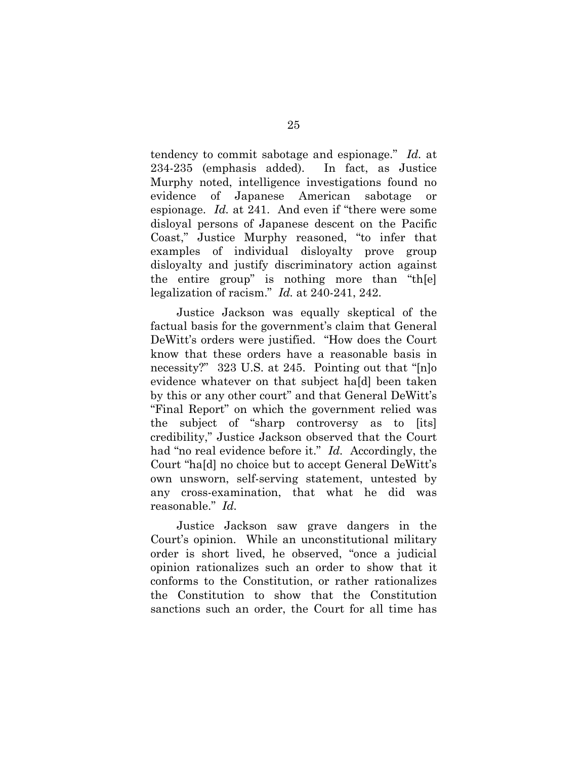tendency to commit sabotage and espionage." *Id.* at 234-235 (emphasis added). In fact, as Justice Murphy noted, intelligence investigations found no evidence of Japanese American sabotage or espionage. *Id.* at 241. And even if "there were some disloyal persons of Japanese descent on the Pacific Coast," Justice Murphy reasoned, "to infer that examples of individual disloyalty prove group disloyalty and justify discriminatory action against the entire group" is nothing more than "th[e] legalization of racism." *Id.* at 240-241, 242.

Justice Jackson was equally skeptical of the factual basis for the government's claim that General DeWitt's orders were justified. "How does the Court know that these orders have a reasonable basis in necessity?" 323 U.S. at 245. Pointing out that "[n]o evidence whatever on that subject ha[d] been taken by this or any other court" and that General DeWitt's "Final Report" on which the government relied was the subject of "sharp controversy as to [its] credibility," Justice Jackson observed that the Court had "no real evidence before it." *Id.* Accordingly, the Court "ha[d] no choice but to accept General DeWitt's own unsworn, self-serving statement, untested by any cross-examination, that what he did was reasonable." *Id.*

Justice Jackson saw grave dangers in the Court's opinion. While an unconstitutional military order is short lived, he observed, "once a judicial opinion rationalizes such an order to show that it conforms to the Constitution, or rather rationalizes the Constitution to show that the Constitution sanctions such an order, the Court for all time has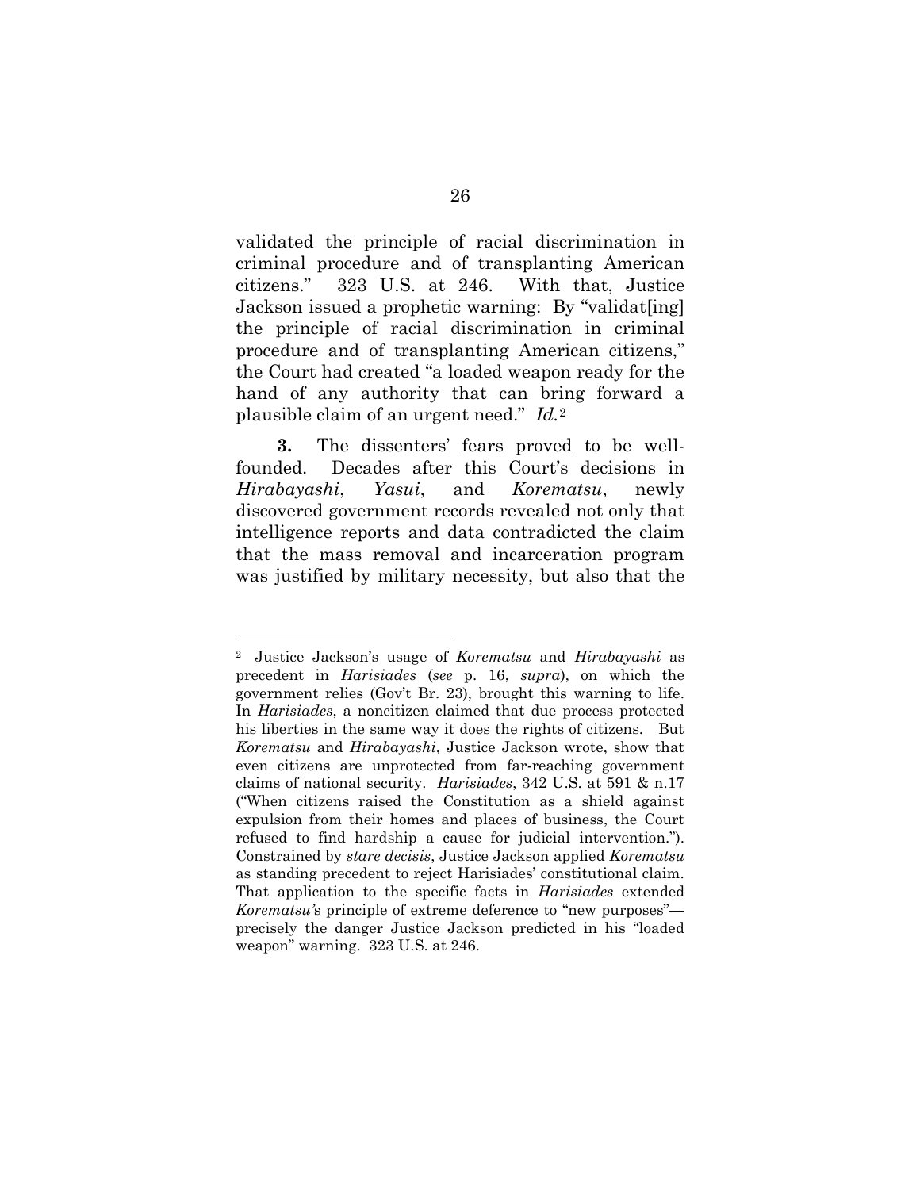validated the principle of racial discrimination in criminal procedure and of transplanting American citizens." 323 U.S. at 246. With that, Justice Jackson issued a prophetic warning: By "validat[ing] the principle of racial discrimination in criminal procedure and of transplanting American citizens," the Court had created "a loaded weapon ready for the hand of any authority that can bring forward a plausible claim of an urgent need." *Id.*[2]

**3.** The dissenters' fears proved to be well-founded. Decades after this Court's decisions in *Hirabayashi*, *Yasui*, and *Korematsu*, newly discovered government records revealed not only that intelligence reports and data contradicted the claim that the mass removal and incarceration program was justified by military necessity, but also that the

---

[2] Justice Jackson's usage of *Korematsu* and *Hirabayashi* as precedent in *Harisiades* (*see* p. 16, *supra*), on which the government relies (Gov't Br. 23), brought this warning to life. In *Harisiades*, a noncitizen claimed that due process protected his liberties in the same way it does the rights of citizens. But *Korematsu* and *Hirabayashi*, Justice Jackson wrote, show that even citizens are unprotected from far-reaching government claims of national security. *Harisiades*, 342 U.S. at 591 & n.17 ("When citizens raised the Constitution as a shield against expulsion from their homes and places of business, the Court refused to find hardship a cause for judicial intervention."). Constrained by *stare decisis*, Justice Jackson applied *Korematsu* as standing precedent to reject Harisiades' constitutional claim. That application to the specific facts in *Harisiades* extended *Korematsu*'s principle of extreme deference to "new purposes"—precisely the danger Justice Jackson predicted in his "loaded weapon" warning. 323 U.S. at 246.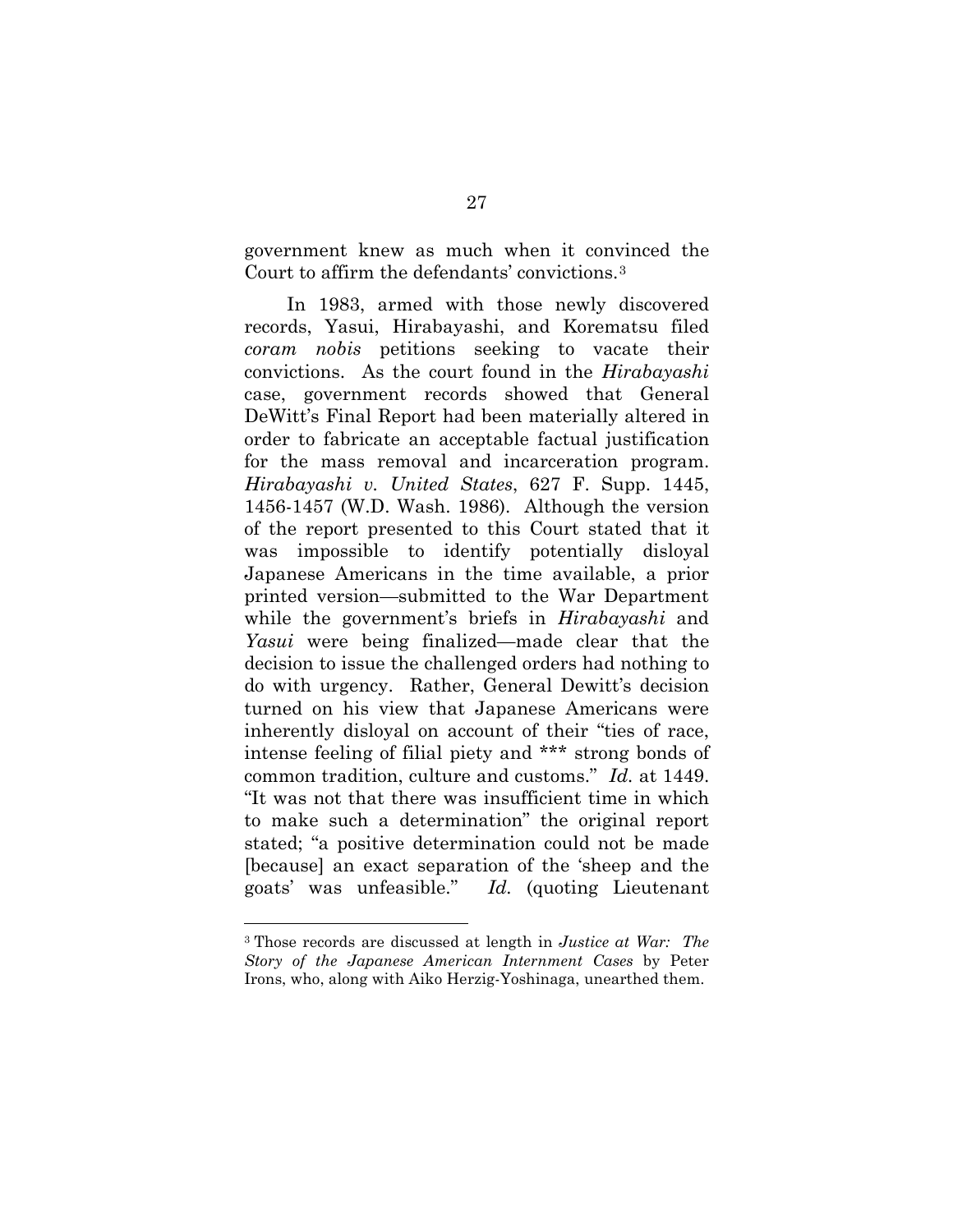government knew as much when it convinced the Court to affirm the defendants' convictions.[3]

In 1983, armed with those newly discovered records, Yasui, Hirabayashi, and Korematsu filed *coram nobis* petitions seeking to vacate their convictions. As the court found in the *Hirabayashi* case, government records showed that General DeWitt's Final Report had been materially altered in order to fabricate an acceptable factual justification for the mass removal and incarceration program. *Hirabayashi v. United States*, 627 F. Supp. 1445, 1456-1457 (W.D. Wash. 1986). Although the version of the report presented to this Court stated that it was impossible to identify potentially disloyal Japanese Americans in the time available, a prior printed version—submitted to the War Department while the government's briefs in *Hirabayashi* and *Yasui* were being finalized—made clear that the decision to issue the challenged orders had nothing to do with urgency. Rather, General Dewitt's decision turned on his view that Japanese Americans were inherently disloyal on account of their "ties of race, intense feeling of filial piety and *** strong bonds of common tradition, culture and customs." *Id.* at 1449. "It was not that there was insufficient time in which to make such a determination" the original report stated; "a positive determination could not be made [because] an exact separation of the 'sheep and the goats' was unfeasible." *Id.* (quoting Lieutenant

[3] Those records are discussed at length in *Justice at War: The Story of the Japanese American Internment Cases* by Peter Irons, who, along with Aiko Herzig-Yoshinaga, unearthed them.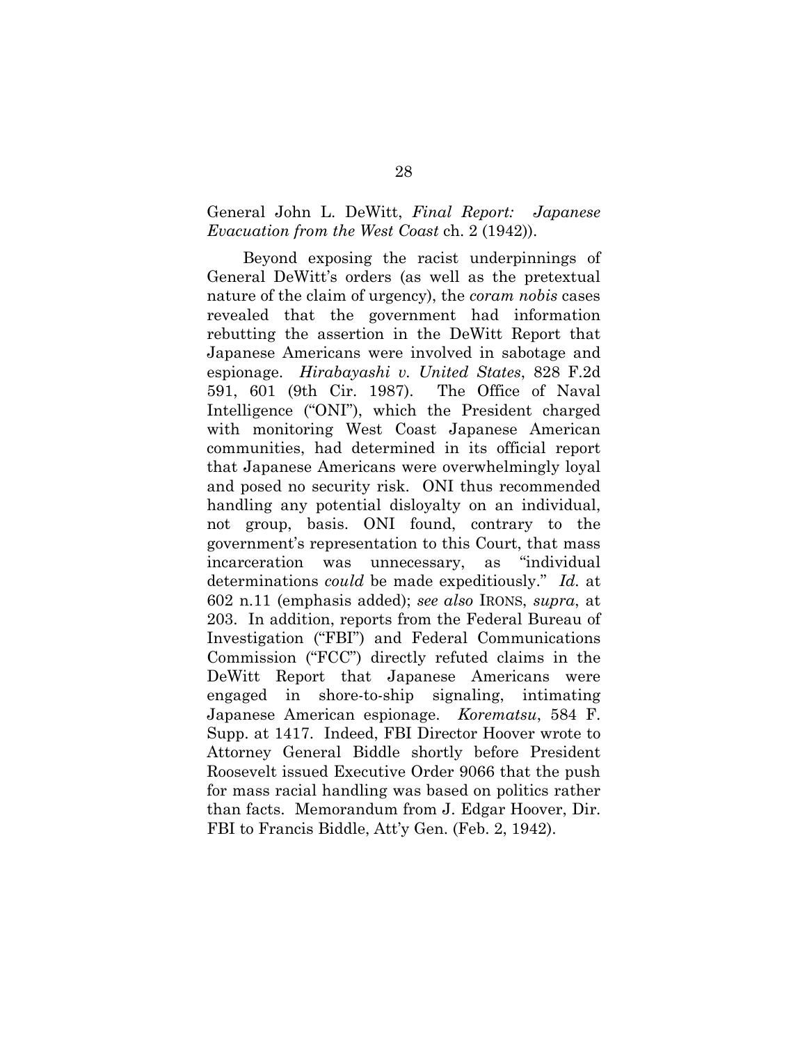General John L. DeWitt, *Final Report: Japanese Evacuation from the West Coast* ch. 2 (1942)).

Beyond exposing the racist underpinnings of General DeWitt's orders (as well as the pretextual nature of the claim of urgency), the *coram nobis* cases revealed that the government had information rebutting the assertion in the DeWitt Report that Japanese Americans were involved in sabotage and espionage. *Hirabayashi v. United States*, 828 F.2d 591, 601 (9th Cir. 1987). The Office of Naval Intelligence ("ONI"), which the President charged with monitoring West Coast Japanese American communities, had determined in its official report that Japanese Americans were overwhelmingly loyal and posed no security risk. ONI thus recommended handling any potential disloyalty on an individual, not group, basis. ONI found, contrary to the government's representation to this Court, that mass incarceration was unnecessary, as "individual determinations *could* be made expeditiously." *Id.* at 602 n.11 (emphasis added); *see also* IRONS, *supra*, at 203. In addition, reports from the Federal Bureau of Investigation ("FBI") and Federal Communications Commission ("FCC") directly refuted claims in the DeWitt Report that Japanese Americans were engaged in shore-to-ship signaling, intimating Japanese American espionage. *Korematsu*, 584 F. Supp. at 1417. Indeed, FBI Director Hoover wrote to Attorney General Biddle shortly before President Roosevelt issued Executive Order 9066 that the push for mass racial handling was based on politics rather than facts. Memorandum from J. Edgar Hoover, Dir. FBI to Francis Biddle, Att'y Gen. (Feb. 2, 1942).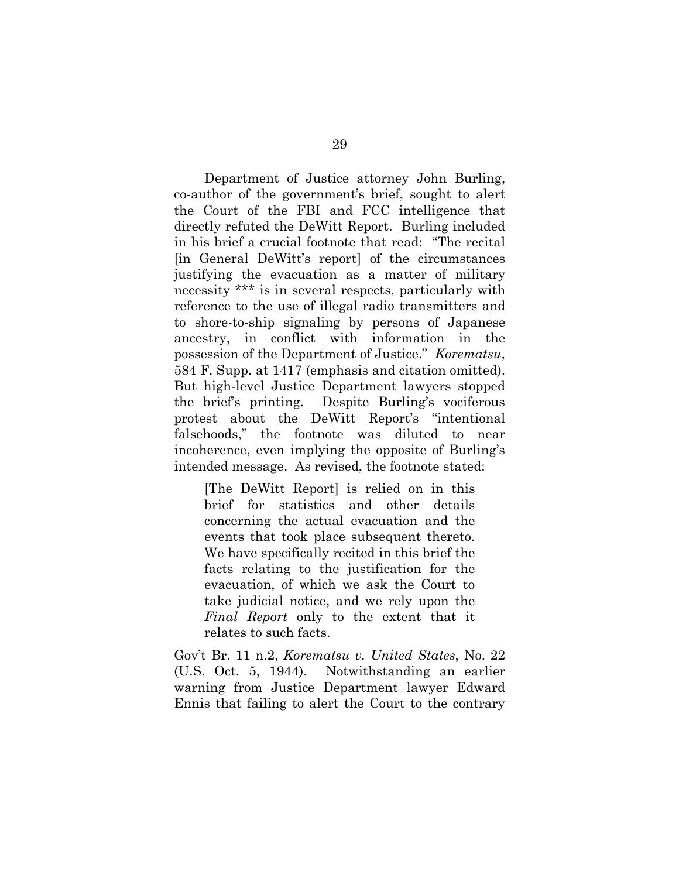Department of Justice attorney John Burling, co-author of the government's brief, sought to alert the Court of the FBI and FCC intelligence that directly refuted the DeWitt Report. Burling included in his brief a crucial footnote that read: "The recital [in General DeWitt's report] of the circumstances justifying the evacuation as a matter of military necessity *** is in several respects, particularly with reference to the use of illegal radio transmitters and to shore-to-ship signaling by persons of Japanese ancestry, in conflict with information in the possession of the Department of Justice." *Korematsu*, 584 F. Supp. at 1417 (emphasis and citation omitted). But high-level Justice Department lawyers stopped the brief's printing. Despite Burling's vociferous protest about the DeWitt Report's "intentional falsehoods," the footnote was diluted to near incoherence, even implying the opposite of Burling's intended message. As revised, the footnote stated:

> [The DeWitt Report] is relied on in this brief for statistics and other details concerning the actual evacuation and the events that took place subsequent thereto. We have specifically recited in this brief the facts relating to the justification for the evacuation, of which we ask the Court to take judicial notice, and we rely upon the *Final Report* only to the extent that it relates to such facts.

Gov't Br. 11 n.2, *Korematsu v. United States*, No. 22 (U.S. Oct. 5, 1944). Notwithstanding an earlier warning from Justice Department lawyer Edward Ennis that failing to alert the Court to the contrary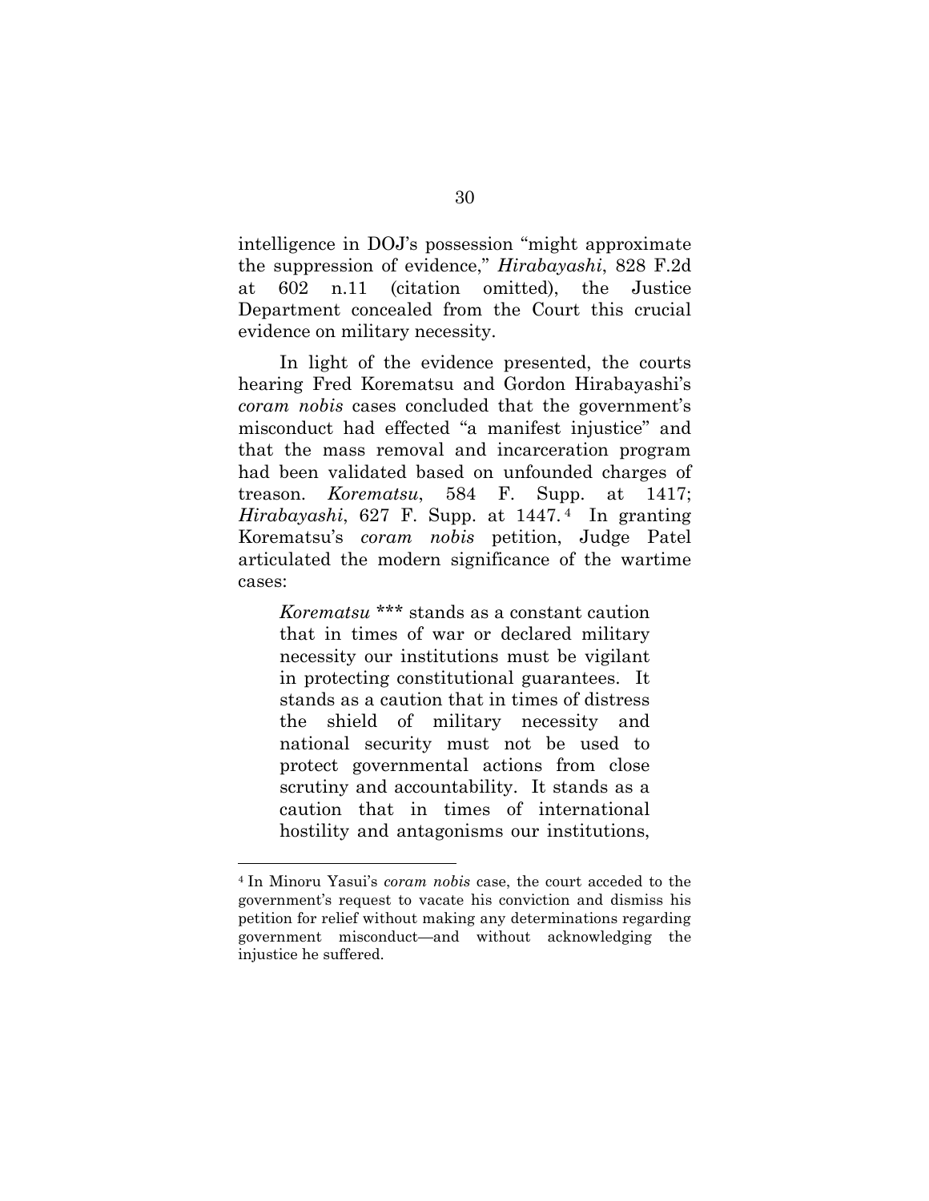intelligence in DOJ's possession "might approximate the suppression of evidence," *Hirabayashi*, 828 F.2d at 602 n.11 (citation omitted), the Justice Department concealed from the Court this crucial evidence on military necessity.

In light of the evidence presented, the courts hearing Fred Korematsu and Gordon Hirabayashi's *coram nobis* cases concluded that the government's misconduct had effected "a manifest injustice" and that the mass removal and incarceration program had been validated based on unfounded charges of treason. *Korematsu*, 584 F. Supp. at 1417; *Hirabayashi*, 627 F. Supp. at 1447.[4] In granting Korematsu's *coram nobis* petition, Judge Patel articulated the modern significance of the wartime cases:

> *Korematsu* *** stands as a constant caution that in times of war or declared military necessity our institutions must be vigilant in protecting constitutional guarantees. It stands as a caution that in times of distress the shield of military necessity and national security must not be used to protect governmental actions from close scrutiny and accountability. It stands as a caution that in times of international hostility and antagonisms our institutions,

[4] In Minoru Yasui's *coram nobis* case, the court acceded to the government's request to vacate his conviction and dismiss his petition for relief without making any determinations regarding government misconduct—and without acknowledging the injustice he suffered.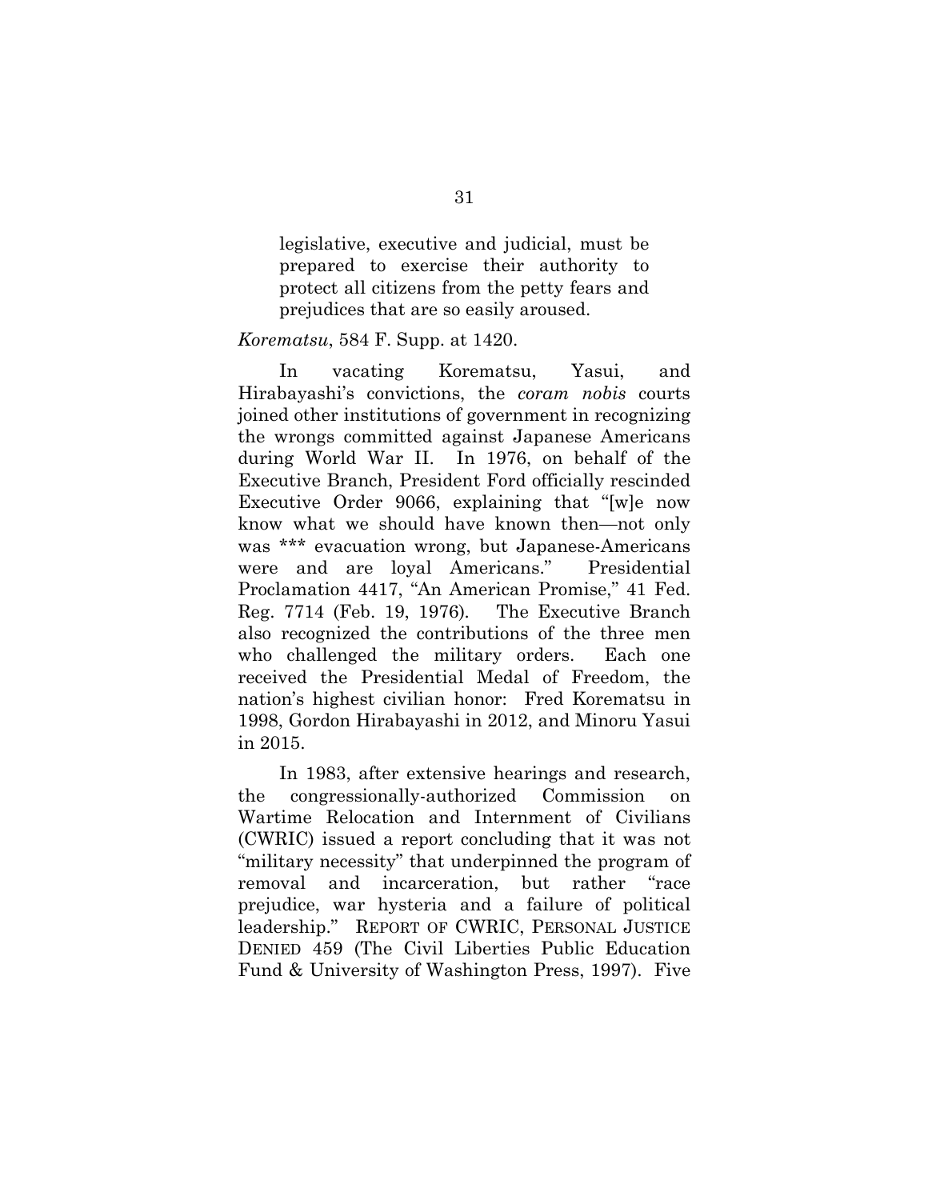> legislative, executive and judicial, must be prepared to exercise their authority to protect all citizens from the petty fears and prejudices that are so easily aroused.

*Korematsu*, 584 F. Supp. at 1420.

In vacating Korematsu, Yasui, and Hirabayashi's convictions, the *coram nobis* courts joined other institutions of government in recognizing the wrongs committed against Japanese Americans during World War II. In 1976, on behalf of the Executive Branch, President Ford officially rescinded Executive Order 9066, explaining that "[w]e now know what we should have known then—not only was *** evacuation wrong, but Japanese-Americans were and are loyal Americans." Presidential Proclamation 4417, "An American Promise," 41 Fed. Reg. 7714 (Feb. 19, 1976). The Executive Branch also recognized the contributions of the three men who challenged the military orders. Each one received the Presidential Medal of Freedom, the nation's highest civilian honor: Fred Korematsu in 1998, Gordon Hirabayashi in 2012, and Minoru Yasui in 2015.

In 1983, after extensive hearings and research, the congressionally-authorized Commission on Wartime Relocation and Internment of Civilians (CWRIC) issued a report concluding that it was not "military necessity" that underpinned the program of removal and incarceration, but rather "race prejudice, war hysteria and a failure of political leadership." REPORT OF CWRIC, PERSONAL JUSTICE DENIED 459 (The Civil Liberties Public Education Fund & University of Washington Press, 1997). Five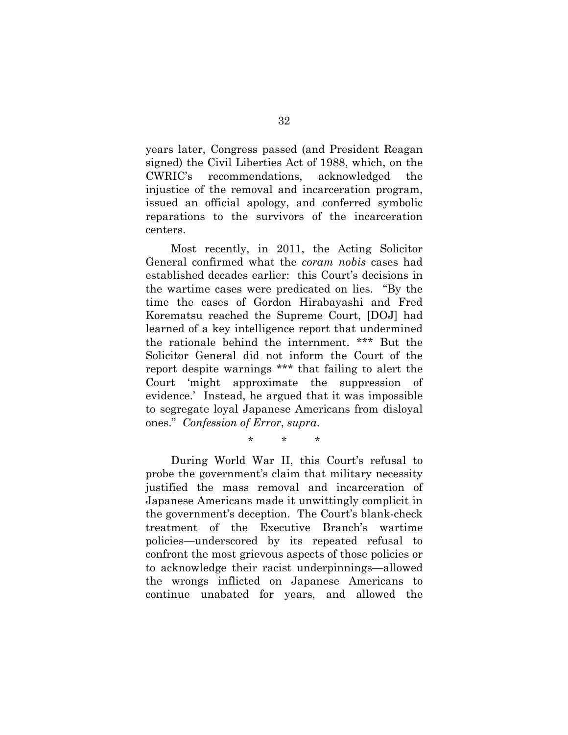years later, Congress passed (and President Reagan signed) the Civil Liberties Act of 1988, which, on the CWRIC's recommendations, acknowledged the injustice of the removal and incarceration program, issued an official apology, and conferred symbolic reparations to the survivors of the incarceration centers.

Most recently, in 2011, the Acting Solicitor General confirmed what the *coram nobis* cases had established decades earlier: this Court's decisions in the wartime cases were predicated on lies. "By the time the cases of Gordon Hirabayashi and Fred Korematsu reached the Supreme Court, [DOJ] had learned of a key intelligence report that undermined the rationale behind the internment. *** But the Solicitor General did not inform the Court of the report despite warnings *** that failing to alert the Court 'might approximate the suppression of evidence.' Instead, he argued that it was impossible to segregate loyal Japanese Americans from disloyal ones." *Confession of Error*, *supra*.

\* \* \*

During World War II, this Court's refusal to probe the government's claim that military necessity justified the mass removal and incarceration of Japanese Americans made it unwittingly complicit in the government's deception. The Court's blank-check treatment of the Executive Branch's wartime policies—underscored by its repeated refusal to confront the most grievous aspects of those policies or to acknowledge their racist underpinnings—allowed the wrongs inflicted on Japanese Americans to continue unabated for years, and allowed the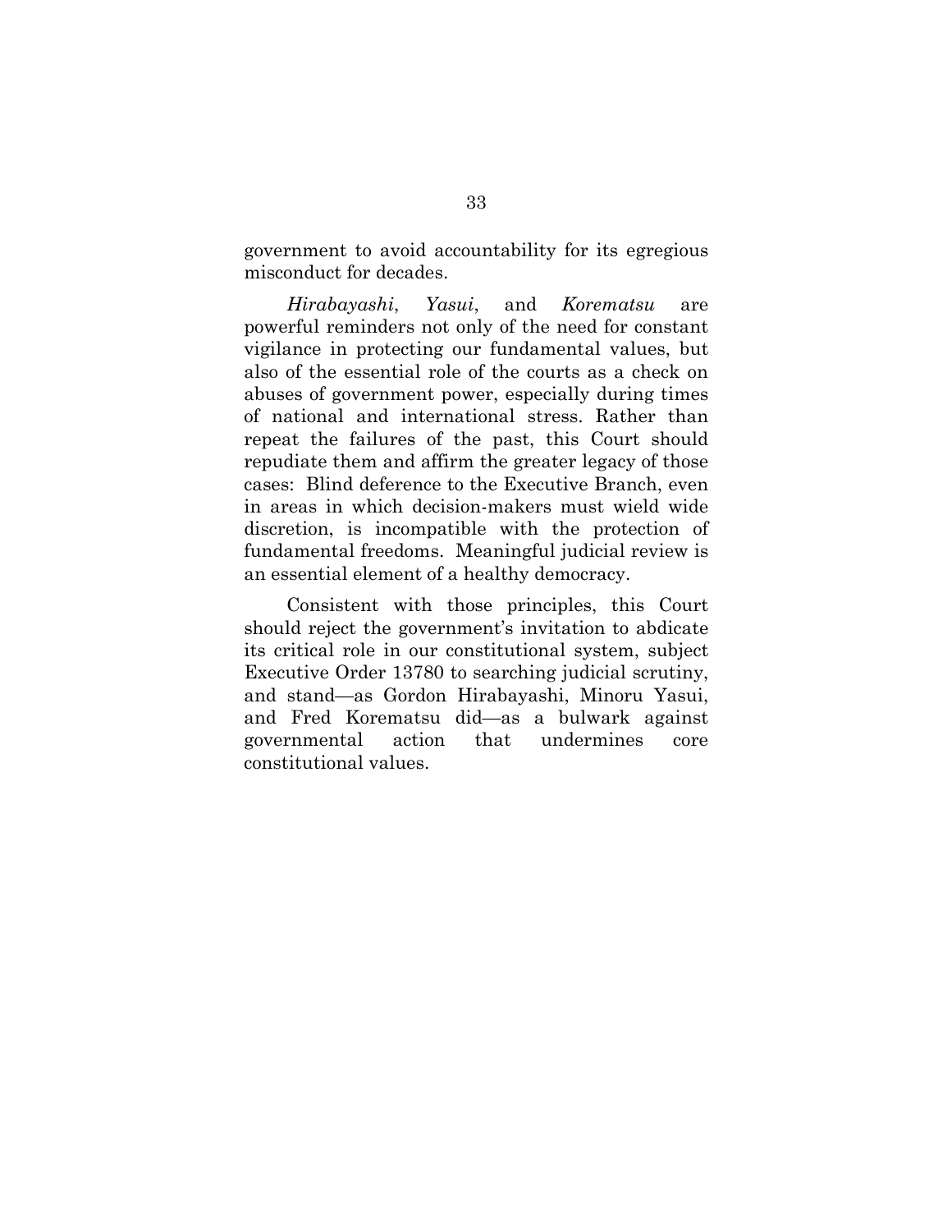government to avoid accountability for its egregious misconduct for decades.

*Hirabayashi*, *Yasui*, and *Korematsu* are powerful reminders not only of the need for constant vigilance in protecting our fundamental values, but also of the essential role of the courts as a check on abuses of government power, especially during times of national and international stress. Rather than repeat the failures of the past, this Court should repudiate them and affirm the greater legacy of those cases: Blind deference to the Executive Branch, even in areas in which decision-makers must wield wide discretion, is incompatible with the protection of fundamental freedoms. Meaningful judicial review is an essential element of a healthy democracy.

Consistent with those principles, this Court should reject the government's invitation to abdicate its critical role in our constitutional system, subject Executive Order 13780 to searching judicial scrutiny, and stand—as Gordon Hirabayashi, Minoru Yasui, and Fred Korematsu did—as a bulwark against governmental action that undermines core constitutional values.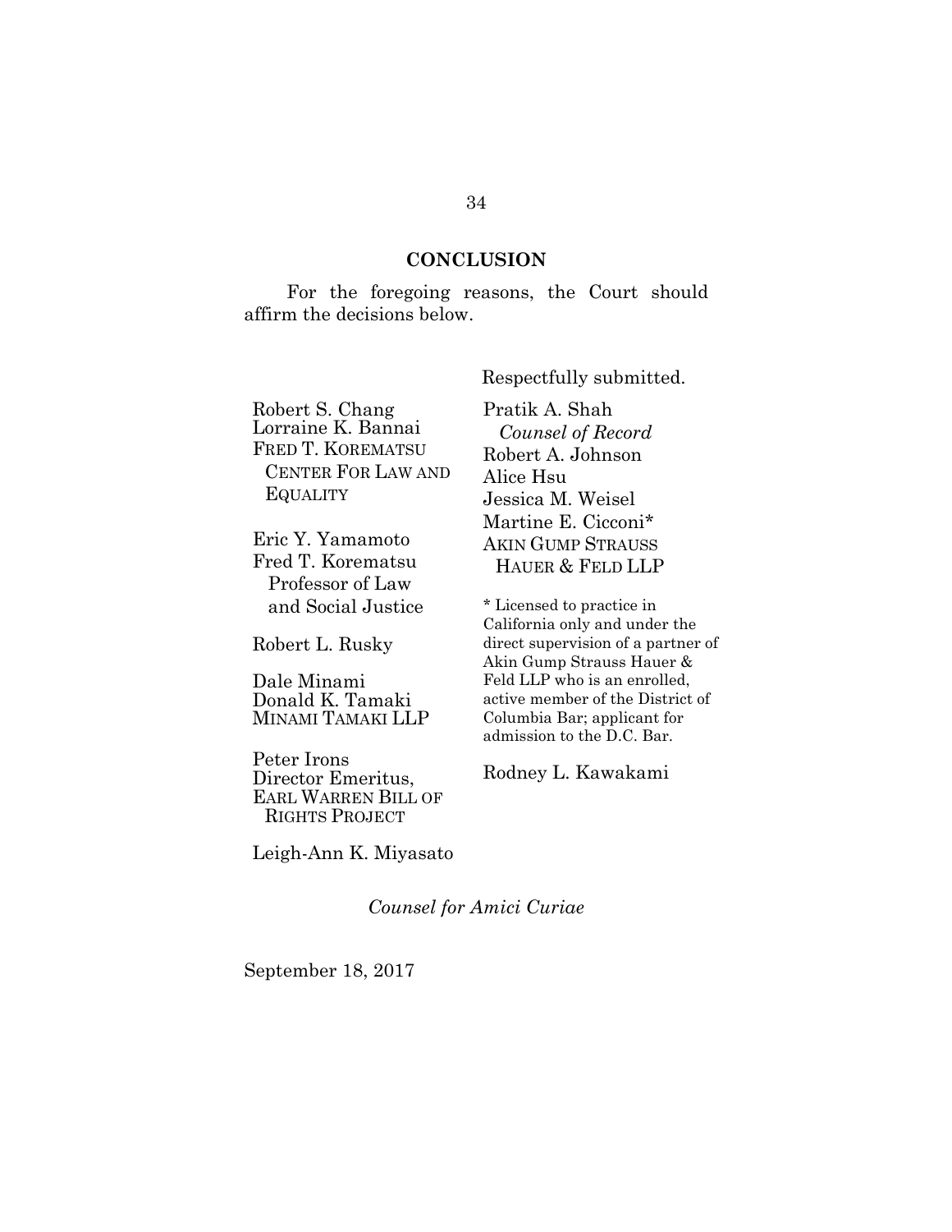## CONCLUSION

For the foregoing reasons, the Court should affirm the decisions below.

Respectfully submitted.

Pratik A. Shah
*Counsel of Record*
Robert A. Johnson
Alice Hsu
Jessica M. Weisel
Martine E. Cicconi*
AKIN GUMP STRAUSS HAUER & FELD LLP

* Licensed to practice in California only and under the direct supervision of a partner of Akin Gump Strauss Hauer & Feld LLP who is an enrolled, active member of the District of Columbia Bar; applicant for admission to the D.C. Bar.

Rodney L. Kawakami

Robert S. Chang
Lorraine K. Bannai
FRED T. KOREMATSU CENTER FOR LAW AND EQUALITY

Eric Y. Yamamoto
Fred T. Korematsu Professor of Law and Social Justice

Robert L. Rusky

Dale Minami
Donald K. Tamaki
MINAMI TAMAKI LLP

Peter Irons
Director Emeritus,
EARL WARREN BILL OF RIGHTS PROJECT

Leigh-Ann K. Miyasato

*Counsel for Amici Curiae*

September 18, 2017